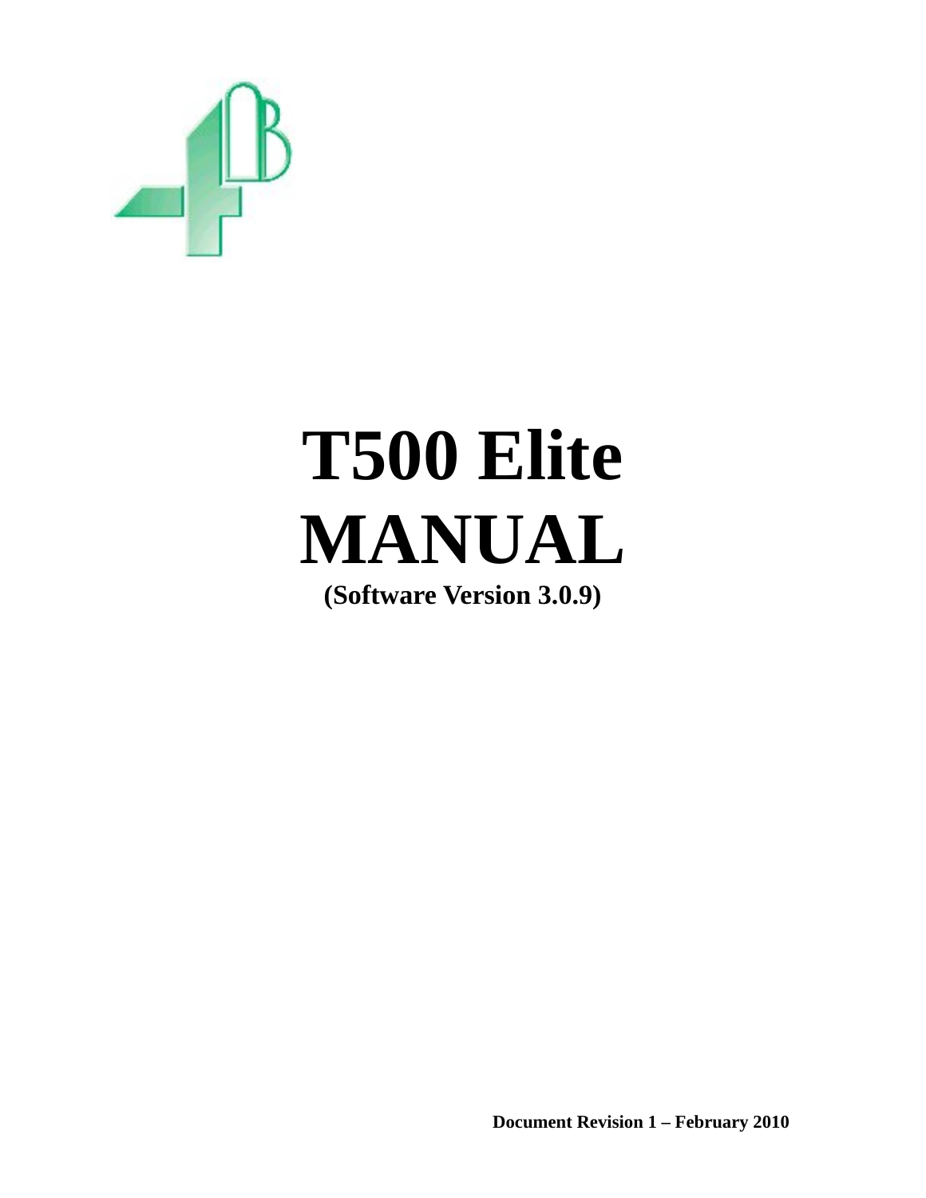# T500 Elite MANUAL

**(Software Version 3.0.9)**

**Document Revision 1 – February 2010**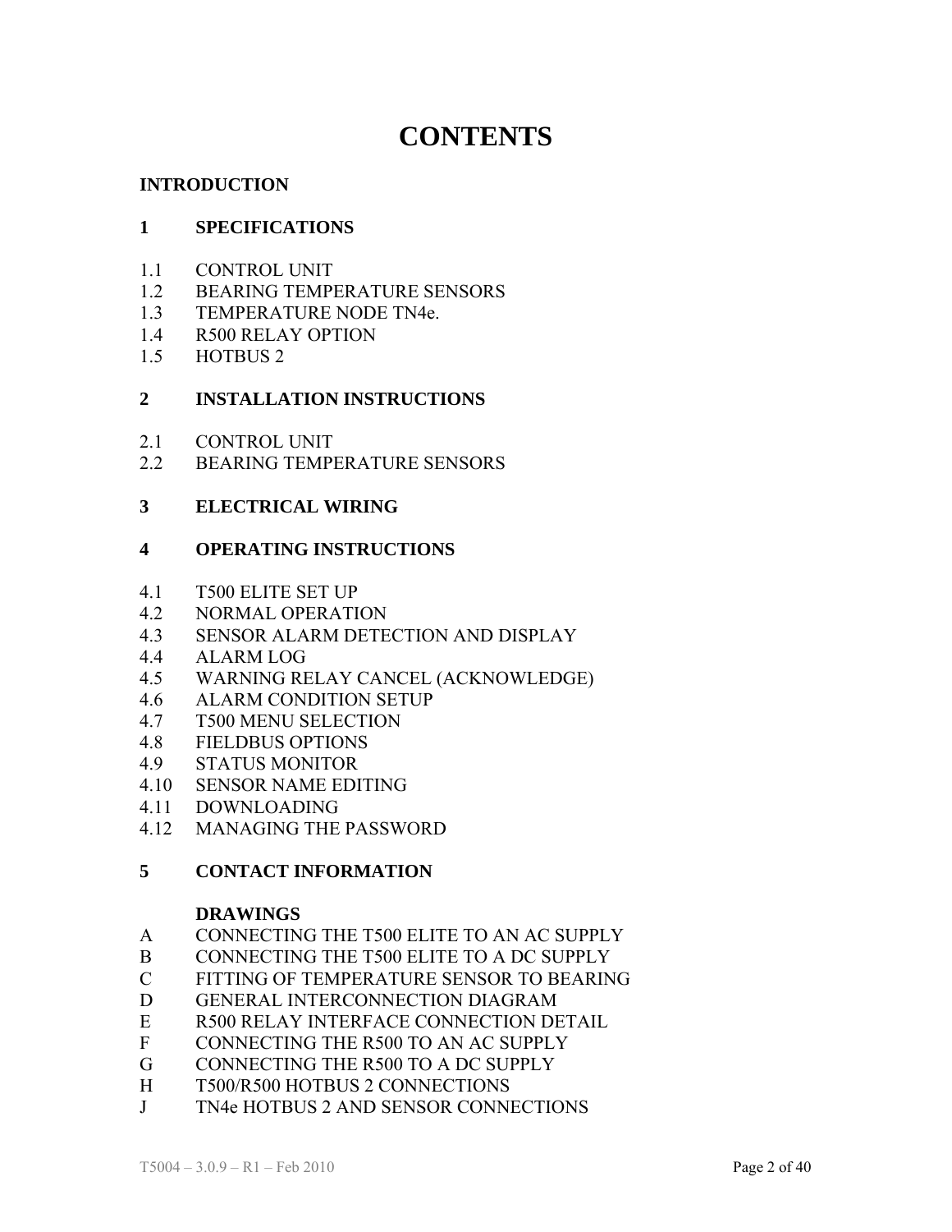# CONTENTS

**INTRODUCTION**

**1 SPECIFICATIONS**

1.1 CONTROL UNIT
1.2 BEARING TEMPERATURE SENSORS
1.3 TEMPERATURE NODE TN4e.
1.4 R500 RELAY OPTION
1.5 HOTBUS 2

**2 INSTALLATION INSTRUCTIONS**

2.1 CONTROL UNIT
2.2 BEARING TEMPERATURE SENSORS

**3 ELECTRICAL WIRING**

**4 OPERATING INSTRUCTIONS**

4.1 T500 ELITE SET UP
4.2 NORMAL OPERATION
4.3 SENSOR ALARM DETECTION AND DISPLAY
4.4 ALARM LOG
4.5 WARNING RELAY CANCEL (ACKNOWLEDGE)
4.6 ALARM CONDITION SETUP
4.7 T500 MENU SELECTION
4.8 FIELDBUS OPTIONS
4.9 STATUS MONITOR
4.10 SENSOR NAME EDITING
4.11 DOWNLOADING
4.12 MANAGING THE PASSWORD

**5 CONTACT INFORMATION**

**DRAWINGS**

A CONNECTING THE T500 ELITE TO AN AC SUPPLY
B CONNECTING THE T500 ELITE TO A DC SUPPLY
C FITTING OF TEMPERATURE SENSOR TO BEARING
D GENERAL INTERCONNECTION DIAGRAM
E R500 RELAY INTERFACE CONNECTION DETAIL
F CONNECTING THE R500 TO AN AC SUPPLY
G CONNECTING THE R500 TO A DC SUPPLY
H T500/R500 HOTBUS 2 CONNECTIONS
J TN4e HOTBUS 2 AND SENSOR CONNECTIONS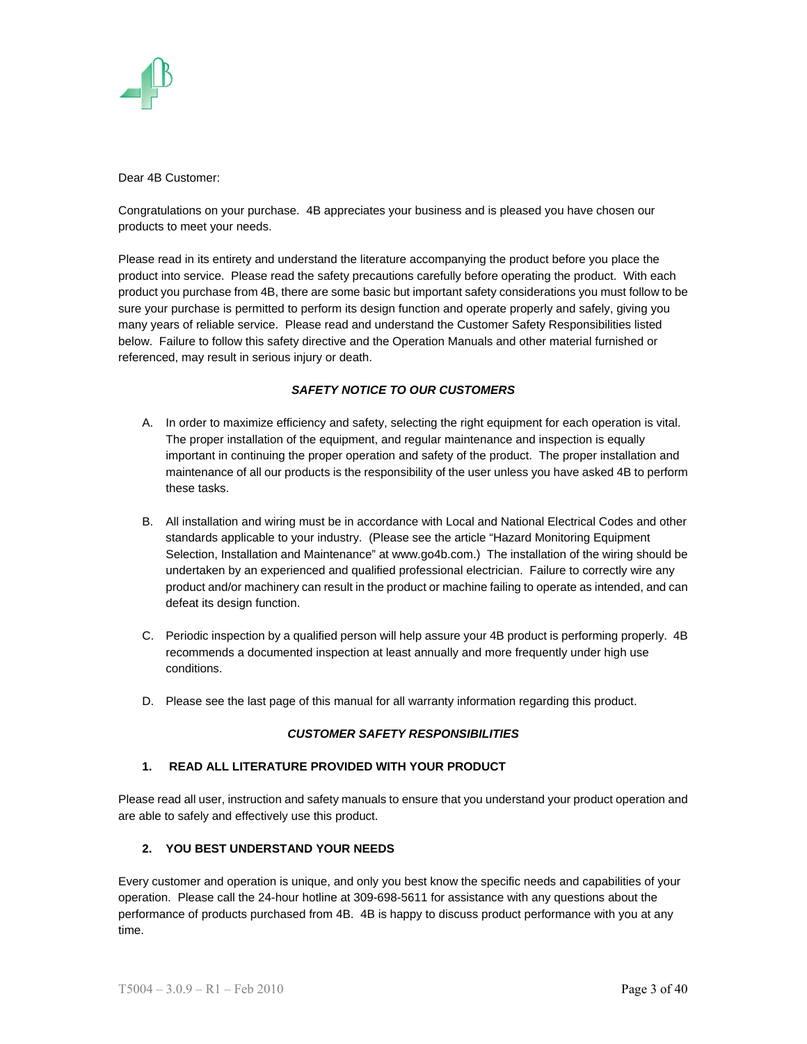Dear 4B Customer:

Congratulations on your purchase. 4B appreciates your business and is pleased you have chosen our products to meet your needs.

Please read in its entirety and understand the literature accompanying the product before you place the product into service. Please read the safety precautions carefully before operating the product. With each product you purchase from 4B, there are some basic but important safety considerations you must follow to be sure your purchase is permitted to perform its design function and operate properly and safely, giving you many years of reliable service. Please read and understand the Customer Safety Responsibilities listed below. Failure to follow this safety directive and the Operation Manuals and other material furnished or referenced, may result in serious injury or death.

***SAFETY NOTICE TO OUR CUSTOMERS***

A. In order to maximize efficiency and safety, selecting the right equipment for each operation is vital. The proper installation of the equipment, and regular maintenance and inspection is equally important in continuing the proper operation and safety of the product. The proper installation and maintenance of all our products is the responsibility of the user unless you have asked 4B to perform these tasks.

B. All installation and wiring must be in accordance with Local and National Electrical Codes and other standards applicable to your industry. (Please see the article "Hazard Monitoring Equipment Selection, Installation and Maintenance" at www.go4b.com.) The installation of the wiring should be undertaken by an experienced and qualified professional electrician. Failure to correctly wire any product and/or machinery can result in the product or machine failing to operate as intended, and can defeat its design function.

C. Periodic inspection by a qualified person will help assure your 4B product is performing properly. 4B recommends a documented inspection at least annually and more frequently under high use conditions.

D. Please see the last page of this manual for all warranty information regarding this product.

***CUSTOMER SAFETY RESPONSIBILITIES***

**1. READ ALL LITERATURE PROVIDED WITH YOUR PRODUCT**

Please read all user, instruction and safety manuals to ensure that you understand your product operation and are able to safely and effectively use this product.

**2. YOU BEST UNDERSTAND YOUR NEEDS**

Every customer and operation is unique, and only you best know the specific needs and capabilities of your operation. Please call the 24-hour hotline at 309-698-5611 for assistance with any questions about the performance of products purchased from 4B. 4B is happy to discuss product performance with you at any time.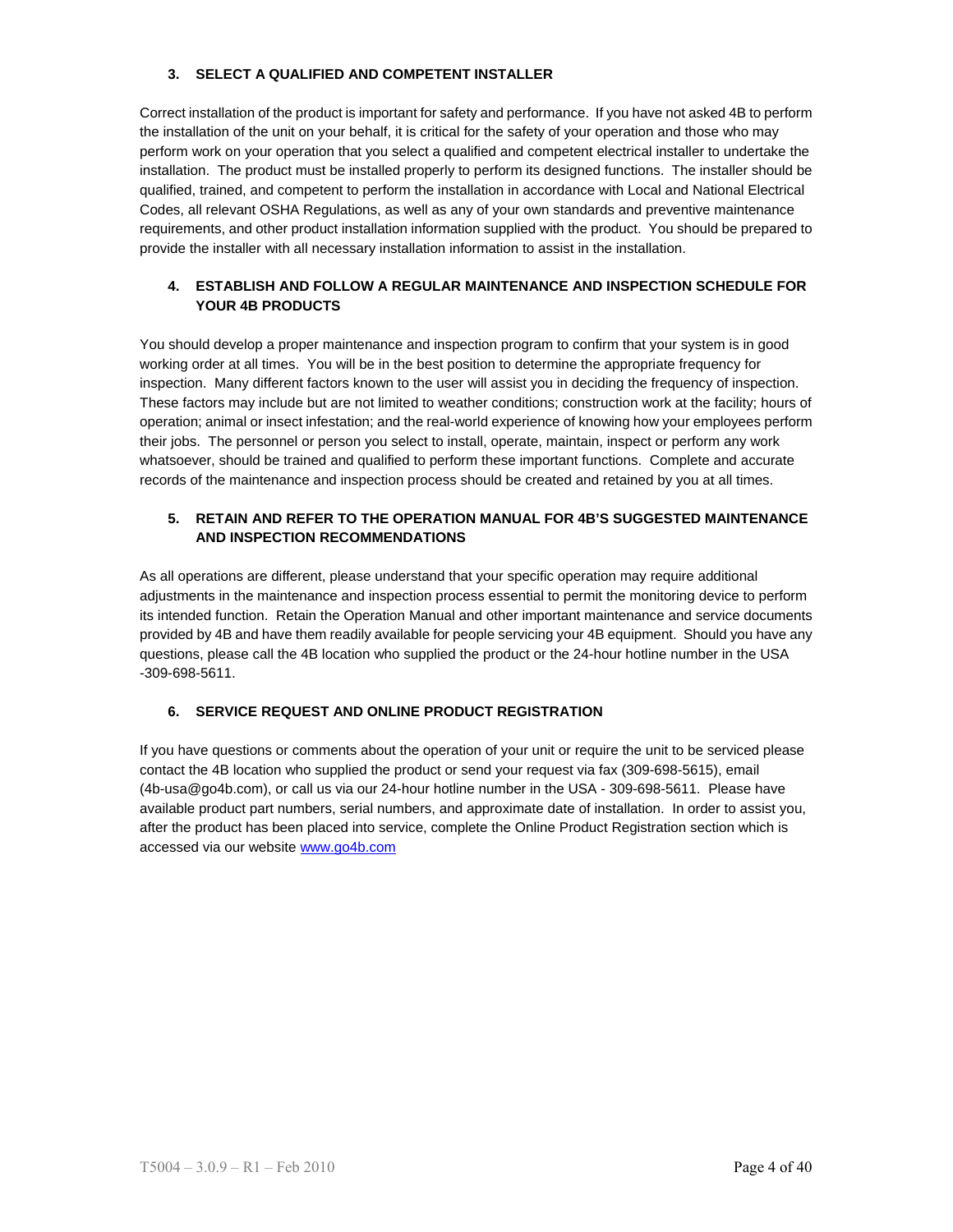### 3. SELECT A QUALIFIED AND COMPETENT INSTALLER

Correct installation of the product is important for safety and performance. If you have not asked 4B to perform the installation of the unit on your behalf, it is critical for the safety of your operation and those who may perform work on your operation that you select a qualified and competent electrical installer to undertake the installation. The product must be installed properly to perform its designed functions. The installer should be qualified, trained, and competent to perform the installation in accordance with Local and National Electrical Codes, all relevant OSHA Regulations, as well as any of your own standards and preventive maintenance requirements, and other product installation information supplied with the product. You should be prepared to provide the installer with all necessary installation information to assist in the installation.

### 4. ESTABLISH AND FOLLOW A REGULAR MAINTENANCE AND INSPECTION SCHEDULE FOR YOUR 4B PRODUCTS

You should develop a proper maintenance and inspection program to confirm that your system is in good working order at all times. You will be in the best position to determine the appropriate frequency for inspection. Many different factors known to the user will assist you in deciding the frequency of inspection. These factors may include but are not limited to weather conditions; construction work at the facility; hours of operation; animal or insect infestation; and the real-world experience of knowing how your employees perform their jobs. The personnel or person you select to install, operate, maintain, inspect or perform any work whatsoever, should be trained and qualified to perform these important functions. Complete and accurate records of the maintenance and inspection process should be created and retained by you at all times.

### 5. RETAIN AND REFER TO THE OPERATION MANUAL FOR 4B'S SUGGESTED MAINTENANCE AND INSPECTION RECOMMENDATIONS

As all operations are different, please understand that your specific operation may require additional adjustments in the maintenance and inspection process essential to permit the monitoring device to perform its intended function. Retain the Operation Manual and other important maintenance and service documents provided by 4B and have them readily available for people servicing your 4B equipment. Should you have any questions, please call the 4B location who supplied the product or the 24-hour hotline number in the USA -309-698-5611.

### 6. SERVICE REQUEST AND ONLINE PRODUCT REGISTRATION

If you have questions or comments about the operation of your unit or require the unit to be serviced please contact the 4B location who supplied the product or send your request via fax (309-698-5615), email (4b-usa@go4b.com), or call us via our 24-hour hotline number in the USA - 309-698-5611. Please have available product part numbers, serial numbers, and approximate date of installation. In order to assist you, after the product has been placed into service, complete the Online Product Registration section which is accessed via our website [www.go4b.com](http://www.go4b.com)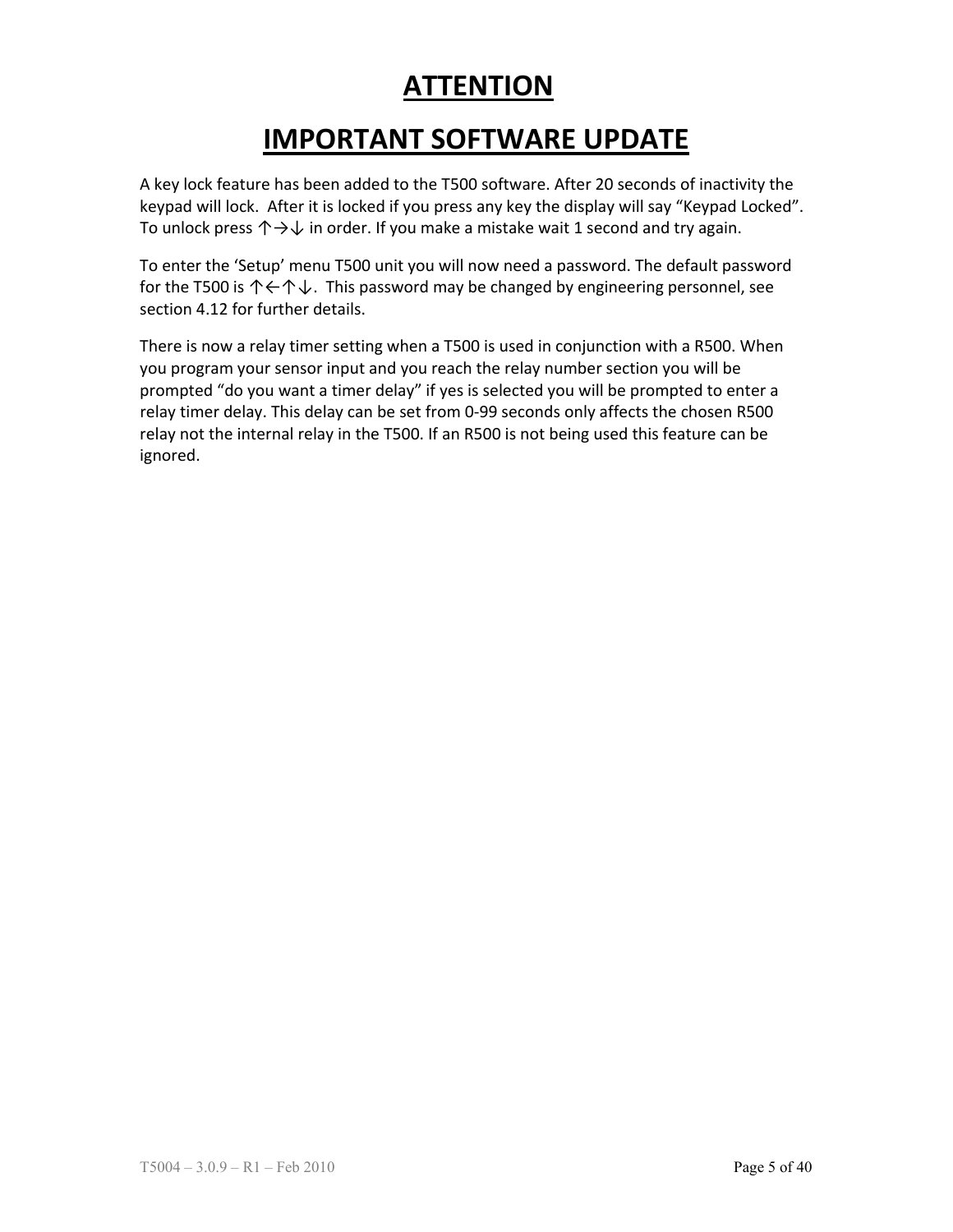# ATTENTION

# IMPORTANT SOFTWARE UPDATE

A key lock feature has been added to the T500 software. After 20 seconds of inactivity the keypad will lock. After it is locked if you press any key the display will say “Keypad Locked”. To unlock press ↑→↓ in order. If you make a mistake wait 1 second and try again.

To enter the ‘Setup’ menu T500 unit you will now need a password. The default password for the T500 is ↑←↑↓. This password may be changed by engineering personnel, see section 4.12 for further details.

There is now a relay timer setting when a T500 is used in conjunction with a R500. When you program your sensor input and you reach the relay number section you will be prompted “do you want a timer delay” if yes is selected you will be prompted to enter a relay timer delay. This delay can be set from 0-99 seconds only affects the chosen R500 relay not the internal relay in the T500. If an R500 is not being used this feature can be ignored.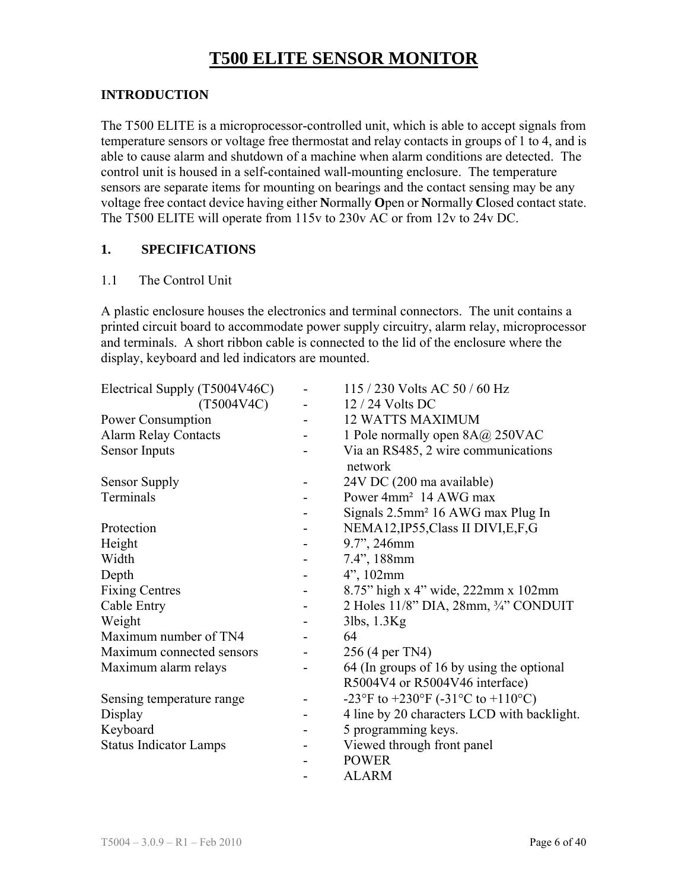# T500 ELITE SENSOR MONITOR

## INTRODUCTION

The T500 ELITE is a microprocessor-controlled unit, which is able to accept signals from temperature sensors or voltage free thermostat and relay contacts in groups of 1 to 4, and is able to cause alarm and shutdown of a machine when alarm conditions are detected. The control unit is housed in a self-contained wall-mounting enclosure. The temperature sensors are separate items for mounting on bearings and the contact sensing may be any voltage free contact device having either **N**ormally **O**pen or **N**ormally **C**losed contact state. The T500 ELITE will operate from 115v to 230v AC or from 12v to 24v DC.

## 1. SPECIFICATIONS

### 1.1 The Control Unit

A plastic enclosure houses the electronics and terminal connectors. The unit contains a printed circuit board to accommodate power supply circuitry, alarm relay, microprocessor and terminals. A short ribbon cable is connected to the lid of the enclosure where the display, keyboard and led indicators are mounted.

| | | |
|---|---|---|
| Electrical Supply (T5004V46C) | - | 115 / 230 Volts AC 50 / 60 Hz |
| (T5004V4C) | - | 12 / 24 Volts DC |
| Power Consumption | - | 12 WATTS MAXIMUM |
| Alarm Relay Contacts | - | 1 Pole normally open 8A@ 250VAC |
| Sensor Inputs | - | Via an RS485, 2 wire communications network |
| Sensor Supply | - | 24V DC (200 ma available) |
| Terminals | - | Power 4mm² 14 AWG max |
| | - | Signals 2.5mm² 16 AWG max Plug In |
| Protection | - | NEMA12,IP55,Class II DIVI,E,F,G |
| Height | - | 9.7”, 246mm |
| Width | - | 7.4”, 188mm |
| Depth | - | 4”, 102mm |
| Fixing Centres | - | 8.75” high x 4” wide, 222mm x 102mm |
| Cable Entry | - | 2 Holes 11/8” DIA, 28mm, ¾” CONDUIT |
| Weight | - | 3lbs, 1.3Kg |
| Maximum number of TN4 | - | 64 |
| Maximum connected sensors | - | 256 (4 per TN4) |
| Maximum alarm relays | - | 64 (In groups of 16 by using the optional R5004V4 or R5004V46 interface) |
| Sensing temperature range | - | -23°F to +230°F (-31°C to +110°C) |
| Display | - | 4 line by 20 characters LCD with backlight. |
| Keyboard | - | 5 programming keys. |
| Status Indicator Lamps | - | Viewed through front panel |
| | - | POWER |
| | - | ALARM |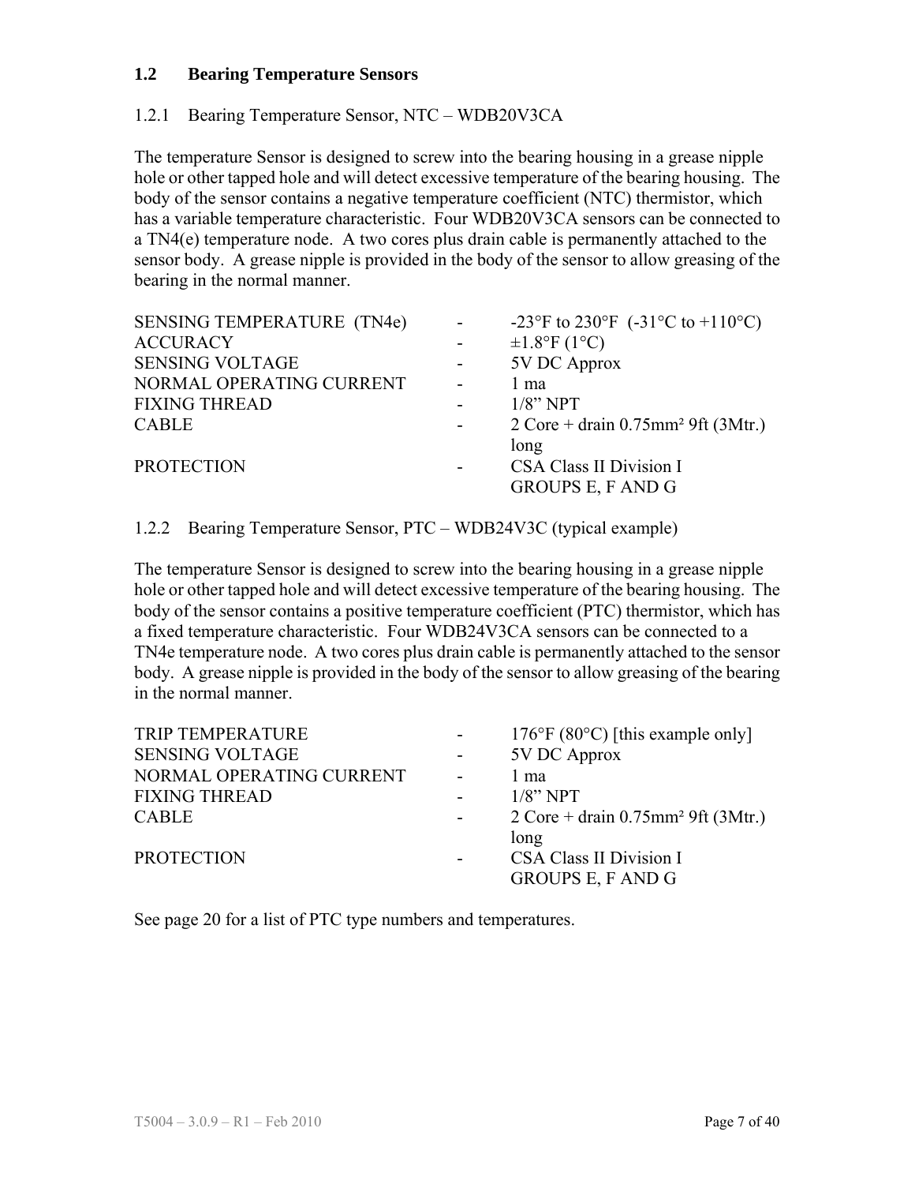## 1.2 Bearing Temperature Sensors

### 1.2.1 Bearing Temperature Sensor, NTC – WDB20V3CA

The temperature Sensor is designed to screw into the bearing housing in a grease nipple hole or other tapped hole and will detect excessive temperature of the bearing housing. The body of the sensor contains a negative temperature coefficient (NTC) thermistor, which has a variable temperature characteristic. Four WDB20V3CA sensors can be connected to a TN4(e) temperature node. A two cores plus drain cable is permanently attached to the sensor body. A grease nipple is provided in the body of the sensor to allow greasing of the bearing in the normal manner.

| | | |
|---|---|---|
| SENSING TEMPERATURE (TN4e) | - | -23°F to 230°F (-31°C to +110°C) |
| ACCURACY | - | ±1.8°F (1°C) |
| SENSING VOLTAGE | - | 5V DC Approx |
| NORMAL OPERATING CURRENT | - | 1 ma |
| FIXING THREAD | - | 1/8" NPT |
| CABLE | - | 2 Core + drain 0.75mm² 9ft (3Mtr.) long |
| PROTECTION | - | CSA Class II Division I GROUPS E, F AND G |

### 1.2.2 Bearing Temperature Sensor, PTC – WDB24V3C (typical example)

The temperature Sensor is designed to screw into the bearing housing in a grease nipple hole or other tapped hole and will detect excessive temperature of the bearing housing. The body of the sensor contains a positive temperature coefficient (PTC) thermistor, which has a fixed temperature characteristic. Four WDB24V3CA sensors can be connected to a TN4e temperature node. A two cores plus drain cable is permanently attached to the sensor body. A grease nipple is provided in the body of the sensor to allow greasing of the bearing in the normal manner.

| | | |
|---|---|---|
| TRIP TEMPERATURE | - | 176°F (80°C) [this example only] |
| SENSING VOLTAGE | - | 5V DC Approx |
| NORMAL OPERATING CURRENT | - | 1 ma |
| FIXING THREAD | - | 1/8" NPT |
| CABLE | - | 2 Core + drain 0.75mm² 9ft (3Mtr.) long |
| PROTECTION | - | CSA Class II Division I GROUPS E, F AND G |

See page 20 for a list of PTC type numbers and temperatures.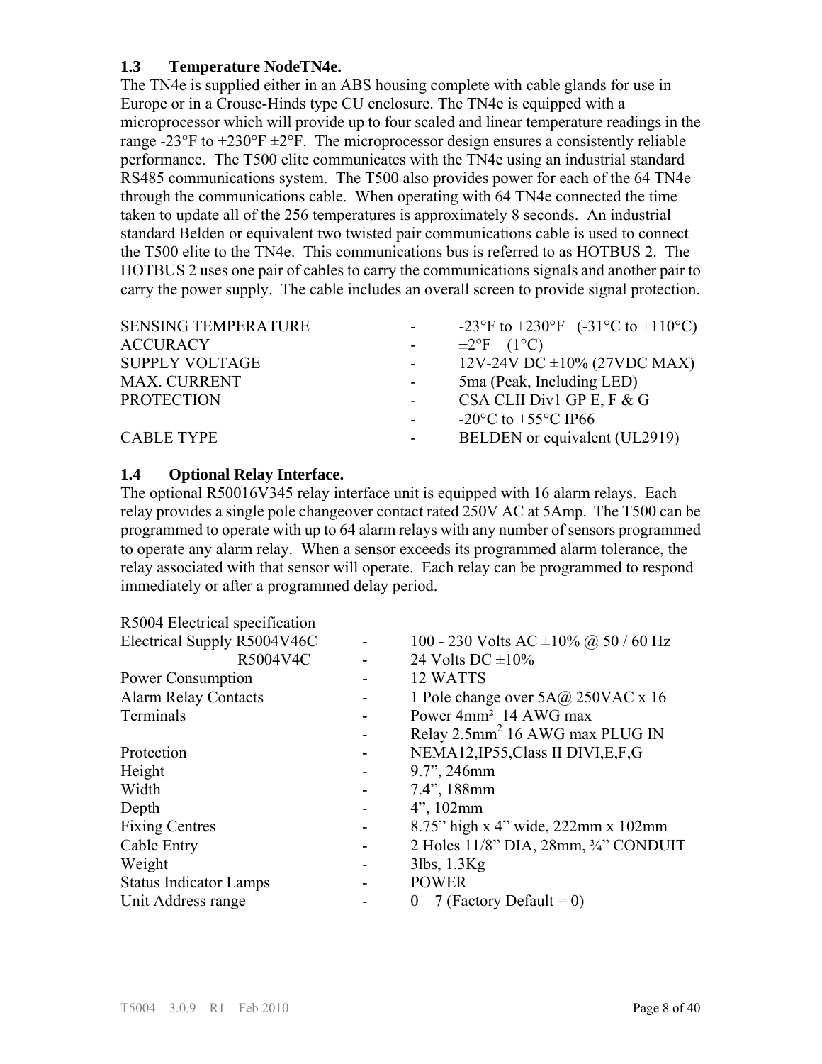### 1.3 Temperature NodeTN4e.

The TN4e is supplied either in an ABS housing complete with cable glands for use in Europe or in a Crouse-Hinds type CU enclosure. The TN4e is equipped with a microprocessor which will provide up to four scaled and linear temperature readings in the range -23°F to +230°F ±2°F. The microprocessor design ensures a consistently reliable performance. The T500 elite communicates with the TN4e using an industrial standard RS485 communications system. The T500 also provides power for each of the 64 TN4e through the communications cable. When operating with 64 TN4e connected the time taken to update all of the 256 temperatures is approximately 8 seconds. An industrial standard Belden or equivalent two twisted pair communications cable is used to connect the T500 elite to the TN4e. This communications bus is referred to as HOTBUS 2. The HOTBUS 2 uses one pair of cables to carry the communications signals and another pair to carry the power supply. The cable includes an overall screen to provide signal protection.

| | | |
|---|---|---|
| SENSING TEMPERATURE | - | -23°F to +230°F (-31°C to +110°C) |
| ACCURACY | - | ±2°F (1°C) |
| SUPPLY VOLTAGE | - | 12V-24V DC ±10% (27VDC MAX) |
| MAX. CURRENT | - | 5ma (Peak, Including LED) |
| PROTECTION | - | CSA CLII Div1 GP E, F & G |
| | - | -20°C to +55°C IP66 |
| CABLE TYPE | - | BELDEN or equivalent (UL2919) |

### 1.4 Optional Relay Interface.

The optional R50016V345 relay interface unit is equipped with 16 alarm relays. Each relay provides a single pole changeover contact rated 250V AC at 5Amp. The T500 can be programmed to operate with up to 64 alarm relays with any number of sensors programmed to operate any alarm relay. When a sensor exceeds its programmed alarm tolerance, the relay associated with that sensor will operate. Each relay can be programmed to respond immediately or after a programmed delay period.

| R5004 Electrical specification | | |
|---|---|---|
| Electrical Supply R5004V46C | - | 100 - 230 Volts AC ±10% @ 50 / 60 Hz |
| R5004V4C | - | 24 Volts DC ±10% |
| Power Consumption | - | 12 WATTS |
| Alarm Relay Contacts | - | 1 Pole change over 5A@ 250VAC x 16 |
| Terminals | - | Power 4mm² 14 AWG max |
| | - | Relay 2.5mm² 16 AWG max PLUG IN |
| Protection | - | NEMA12,IP55,Class II DIVI,E,F,G |
| Height | - | 9.7", 246mm |
| Width | - | 7.4", 188mm |
| Depth | - | 4", 102mm |
| Fixing Centres | - | 8.75" high x 4" wide, 222mm x 102mm |
| Cable Entry | - | 2 Holes 11/8" DIA, 28mm, ¾" CONDUIT |
| Weight | - | 3lbs, 1.3Kg |
| Status Indicator Lamps | - | POWER |
| Unit Address range | - | 0 – 7 (Factory Default = 0) |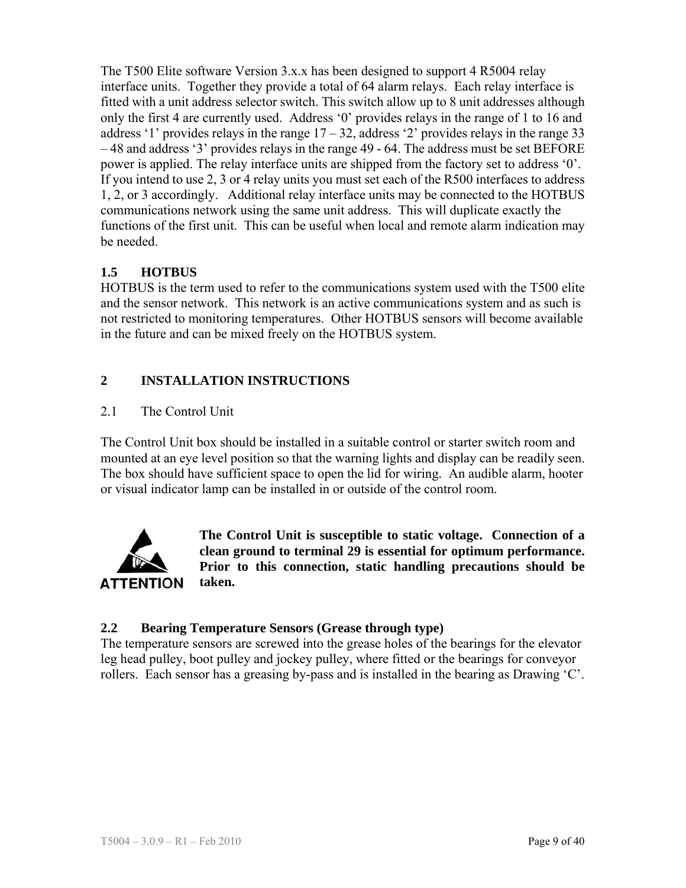The T500 Elite software Version 3.x.x has been designed to support 4 R5004 relay interface units. Together they provide a total of 64 alarm relays. Each relay interface is fitted with a unit address selector switch. This switch allow up to 8 unit addresses although only the first 4 are currently used. Address '0' provides relays in the range of 1 to 16 and address '1' provides relays in the range 17 – 32, address '2' provides relays in the range 33 – 48 and address '3' provides relays in the range 49 - 64. The address must be set BEFORE power is applied. The relay interface units are shipped from the factory set to address '0'. If you intend to use 2, 3 or 4 relay units you must set each of the R500 interfaces to address 1, 2, or 3 accordingly. Additional relay interface units may be connected to the HOTBUS communications network using the same unit address. This will duplicate exactly the functions of the first unit. This can be useful when local and remote alarm indication may be needed.

### 1.5 HOTBUS

HOTBUS is the term used to refer to the communications system used with the T500 elite and the sensor network. This network is an active communications system and as such is not restricted to monitoring temperatures. Other HOTBUS sensors will become available in the future and can be mixed freely on the HOTBUS system.

## 2 INSTALLATION INSTRUCTIONS

### 2.1 The Control Unit

The Control Unit box should be installed in a suitable control or starter switch room and mounted at an eye level position so that the warning lights and display can be readily seen. The box should have sufficient space to open the lid for wiring. An audible alarm, hooter or visual indicator lamp can be installed in or outside of the control room.

ATTENTION

**The Control Unit is susceptible to static voltage. Connection of a clean ground to terminal 29 is essential for optimum performance. Prior to this connection, static handling precautions should be taken.**

### 2.2 Bearing Temperature Sensors (Grease through type)

The temperature sensors are screwed into the grease holes of the bearings for the elevator leg head pulley, boot pulley and jockey pulley, where fitted or the bearings for conveyor rollers. Each sensor has a greasing by-pass and is installed in the bearing as Drawing 'C'.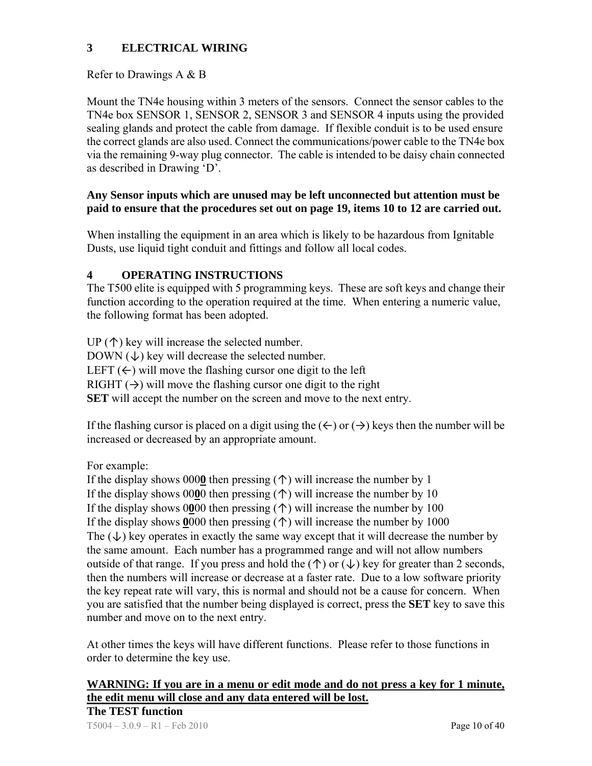## 3 ELECTRICAL WIRING

Refer to Drawings A & B

Mount the TN4e housing within 3 meters of the sensors. Connect the sensor cables to the TN4e box SENSOR 1, SENSOR 2, SENSOR 3 and SENSOR 4 inputs using the provided sealing glands and protect the cable from damage. If flexible conduit is to be used ensure the correct glands are also used. Connect the communications/power cable to the TN4e box via the remaining 9-way plug connector. The cable is intended to be daisy chain connected as described in Drawing 'D'.

**Any Sensor inputs which are unused may be left unconnected but attention must be paid to ensure that the procedures set out on page 19, items 10 to 12 are carried out.**

When installing the equipment in an area which is likely to be hazardous from Ignitable Dusts, use liquid tight conduit and fittings and follow all local codes.

## 4 OPERATING INSTRUCTIONS

The T500 elite is equipped with 5 programming keys. These are soft keys and change their function according to the operation required at the time. When entering a numeric value, the following format has been adopted.

UP (↑) key will increase the selected number.
DOWN (↓) key will decrease the selected number.
LEFT (←) will move the flashing cursor one digit to the left
RIGHT (→) will move the flashing cursor one digit to the right
**SET** will accept the number on the screen and move to the next entry.

If the flashing cursor is placed on a digit using the (←) or (→) keys then the number will be increased or decreased by an appropriate amount.

For example:
If the display shows 000**0** then pressing (↑) will increase the number by 1
If the display shows 00**0**0 then pressing (↑) will increase the number by 10
If the display shows 0**0**00 then pressing (↑) will increase the number by 100
If the display shows **0**000 then pressing (↑) will increase the number by 1000
The (↓) key operates in exactly the same way except that it will decrease the number by the same amount. Each number has a programmed range and will not allow numbers outside of that range. If you press and hold the (↑) or (↓) key for greater than 2 seconds, then the numbers will increase or decrease at a faster rate. Due to a low software priority the key repeat rate will vary, this is normal and should not be a cause for concern. When you are satisfied that the number being displayed is correct, press the **SET** key to save this number and move on to the next entry.

At other times the keys will have different functions. Please refer to those functions in order to determine the key use.

**WARNING: If you are in a menu or edit mode and do not press a key for 1 minute, the edit menu will close and any data entered will be lost.**

**The TEST function**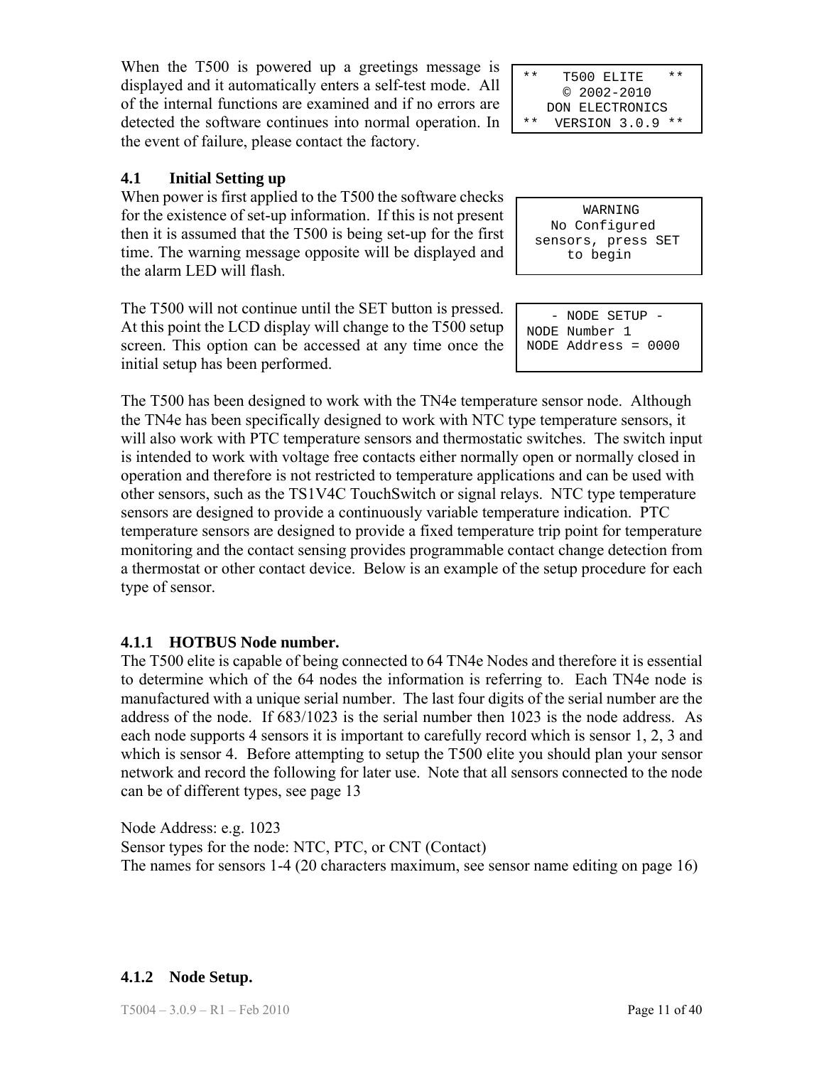When the T500 is powered up a greetings message is displayed and it automatically enters a self-test mode. All of the internal functions are examined and if no errors are detected the software continues into normal operation. In the event of failure, please contact the factory.

```
**   T500 ELITE   **
     © 2002-2010
   DON ELECTRONICS
**  VERSION 3.0.9 **
```

### 4.1 Initial Setting up

When power is first applied to the T500 the software checks for the existence of set-up information. If this is not present then it is assumed that the T500 is being set-up for the first time. The warning message opposite will be displayed and the alarm LED will flash.

```
       WARNING
   No Configured
 sensors, press SET
     to begin
```

The T500 will not continue until the SET button is pressed. At this point the LCD display will change to the T500 setup screen. This option can be accessed at any time once the initial setup has been performed.

```
    - NODE SETUP -
NODE Number 1
NODE Address = 0000
```

The T500 has been designed to work with the TN4e temperature sensor node. Although the TN4e has been specifically designed to work with NTC type temperature sensors, it will also work with PTC temperature sensors and thermostatic switches. The switch input is intended to work with voltage free contacts either normally open or normally closed in operation and therefore is not restricted to temperature applications and can be used with other sensors, such as the TS1V4C TouchSwitch or signal relays. NTC type temperature sensors are designed to provide a continuously variable temperature indication. PTC temperature sensors are designed to provide a fixed temperature trip point for temperature monitoring and the contact sensing provides programmable contact change detection from a thermostat or other contact device. Below is an example of the setup procedure for each type of sensor.

#### 4.1.1 HOTBUS Node number.

The T500 elite is capable of being connected to 64 TN4e Nodes and therefore it is essential to determine which of the 64 nodes the information is referring to. Each TN4e node is manufactured with a unique serial number. The last four digits of the serial number are the address of the node. If 683/1023 is the serial number then 1023 is the node address. As each node supports 4 sensors it is important to carefully record which is sensor 1, 2, 3 and which is sensor 4. Before attempting to setup the T500 elite you should plan your sensor network and record the following for later use. Note that all sensors connected to the node can be of different types, see page 13

Node Address: e.g. 1023
Sensor types for the node: NTC, PTC, or CNT (Contact)
The names for sensors 1-4 (20 characters maximum, see sensor name editing on page 16)

#### 4.1.2 Node Setup.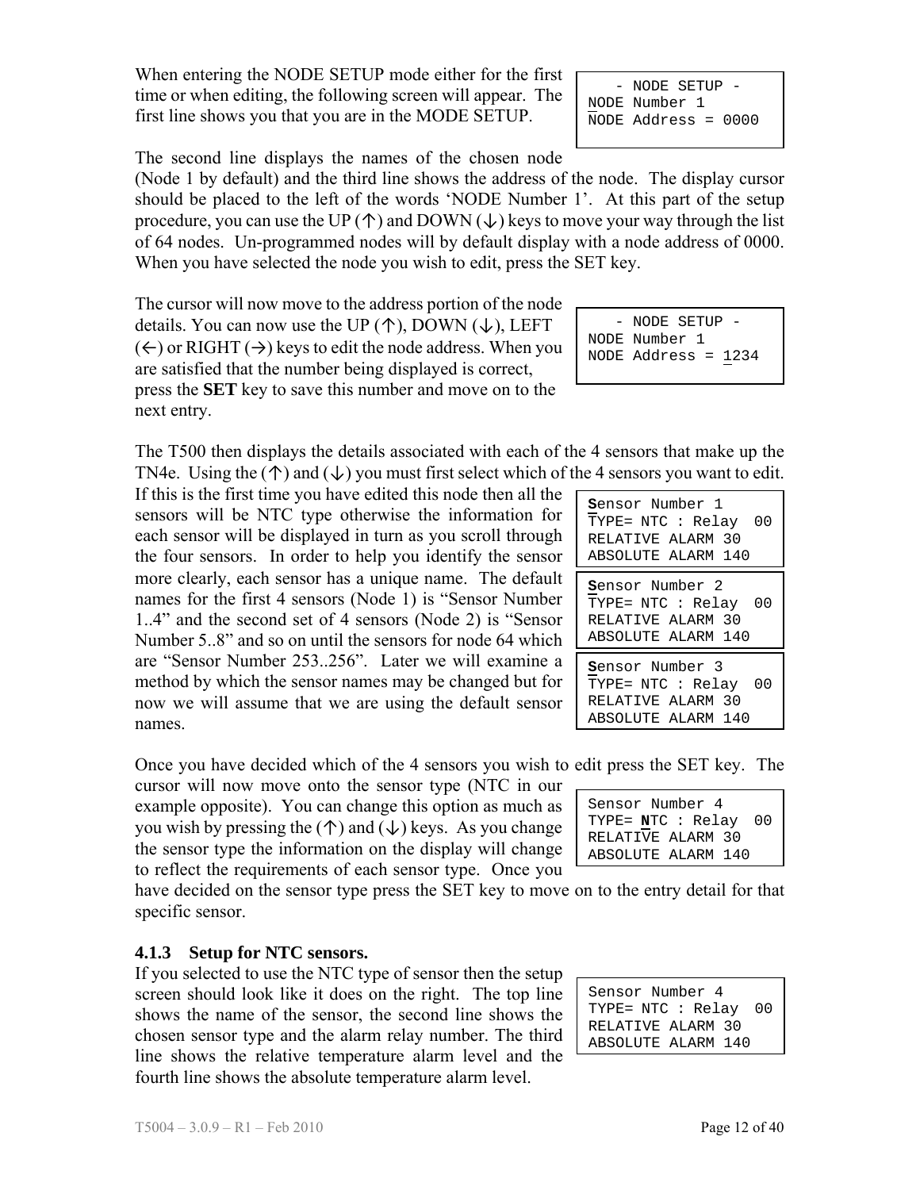When entering the NODE SETUP mode either for the first time or when editing, the following screen will appear. The first line shows you that you are in the MODE SETUP.

```
   - NODE SETUP -
NODE Number 1
NODE Address = 0000
```

The second line displays the names of the chosen node (Node 1 by default) and the third line shows the address of the node. The display cursor should be placed to the left of the words 'NODE Number 1'. At this part of the setup procedure, you can use the UP (↑) and DOWN (↓) keys to move your way through the list of 64 nodes. Un-programmed nodes will by default display with a node address of 0000. When you have selected the node you wish to edit, press the SET key.

The cursor will now move to the address portion of the node details. You can now use the UP (↑), DOWN (↓), LEFT (←) or RIGHT (→) keys to edit the node address. When you are satisfied that the number being displayed is correct, press the **SET** key to save this number and move on to the next entry.

```
   - NODE SETUP -
NODE Number 1
NODE Address = 1234
```

The T500 then displays the details associated with each of the 4 sensors that make up the TN4e. Using the (↑) and (↓) you must first select which of the 4 sensors you want to edit. If this is the first time you have edited this node then all the sensors will be NTC type otherwise the information for each sensor will be displayed in turn as you scroll through the four sensors. In order to help you identify the sensor more clearly, each sensor has a unique name. The default names for the first 4 sensors (Node 1) is "Sensor Number 1..4" and the second set of 4 sensors (Node 2) is "Sensor Number 5..8" and so on until the sensors for node 64 which are "Sensor Number 253..256". Later we will examine a method by which the sensor names may be changed but for now we will assume that we are using the default sensor names.

```
Sensor Number 1
TYPE= NTC : Relay  00
RELATIVE ALARM 30
ABSOLUTE ALARM 140
```

```
Sensor Number 2
TYPE= NTC : Relay  00
RELATIVE ALARM 30
ABSOLUTE ALARM 140
```

```
Sensor Number 3
TYPE= NTC : Relay  00
RELATIVE ALARM 30
ABSOLUTE ALARM 140
```

Once you have decided which of the 4 sensors you wish to edit press the SET key. The cursor will now move onto the sensor type (NTC in our example opposite). You can change this option as much as you wish by pressing the (↑) and (↓) keys. As you change the sensor type the information on the display will change to reflect the requirements of each sensor type. Once you have decided on the sensor type press the SET key to move on to the entry detail for that specific sensor.

```
Sensor Number 4
TYPE= NTC : Relay  00
RELATIVE ALARM 30
ABSOLUTE ALARM 140
```

### 4.1.3 Setup for NTC sensors.

If you selected to use the NTC type of sensor then the setup screen should look like it does on the right. The top line shows the name of the sensor, the second line shows the chosen sensor type and the alarm relay number. The third line shows the relative temperature alarm level and the fourth line shows the absolute temperature alarm level.

```
Sensor Number 4
TYPE= NTC : Relay  00
RELATIVE ALARM 30
ABSOLUTE ALARM 140
```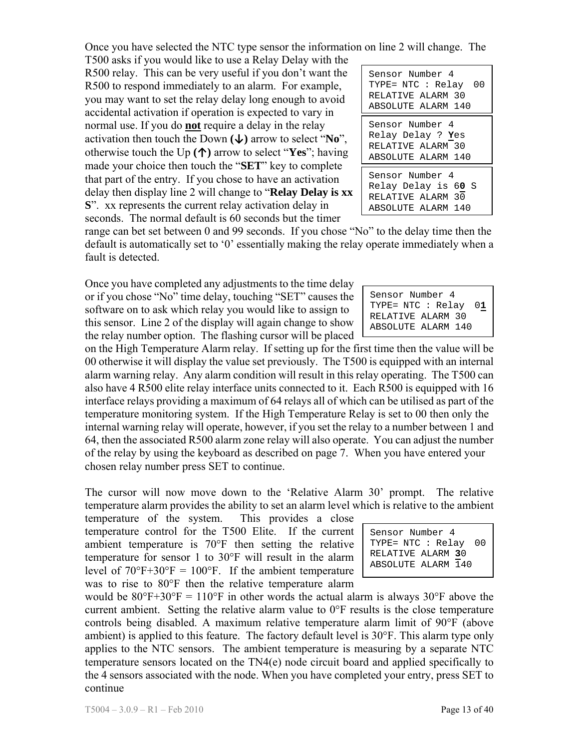Once you have selected the NTC type sensor the information on line 2 will change. The T500 asks if you would like to use a Relay Delay with the R500 relay. This can be very useful if you don't want the R500 to respond immediately to an alarm. For example, you may want to set the relay delay long enough to avoid accidental activation if operation is expected to vary in normal use. If you do **not** require a delay in the relay activation then touch the Down **(↓)** arrow to select "**No**", otherwise touch the Up **(↑)** arrow to select "**Yes**"; having made your choice then touch the "**SET**" key to complete that part of the entry. If you chose to have an activation delay then display line 2 will change to "**Relay Delay is xx S**". xx represents the current relay activation delay in seconds. The normal default is 60 seconds but the timer range can bet set between 0 and 99 seconds. If you chose "No" to the delay time then the default is automatically set to '0' essentially making the relay operate immediately when a fault is detected.

```
Sensor Number 4
TYPE= NTC : Relay  00
RELATIVE ALARM 30
ABSOLUTE ALARM 140
```

```
Sensor Number 4
Relay Delay ? Yes
RELATIVE ALARM 30
ABSOLUTE ALARM 140
```

```
Sensor Number 4
Relay Delay is 60 S
RELATIVE ALARM 30
ABSOLUTE ALARM 140
```

Once you have completed any adjustments to the time delay or if you chose "No" time delay, touching "SET" causes the software on to ask which relay you would like to assign to this sensor. Line 2 of the display will again change to show the relay number option. The flashing cursor will be placed on the High Temperature Alarm relay. If setting up for the first time then the value will be 00 otherwise it will display the value set previously. The T500 is equipped with an internal alarm warning relay. Any alarm condition will result in this relay operating. The T500 can also have 4 R500 elite relay interface units connected to it. Each R500 is equipped with 16 interface relays providing a maximum of 64 relays all of which can be utilised as part of the temperature monitoring system. If the High Temperature Relay is set to 00 then only the internal warning relay will operate, however, if you set the relay to a number between 1 and 64, then the associated R500 alarm zone relay will also operate. You can adjust the number of the relay by using the keyboard as described on page 7. When you have entered your chosen relay number press SET to continue.

```
Sensor Number 4
TYPE= NTC : Relay  01
RELATIVE ALARM 30
ABSOLUTE ALARM 140
```

The cursor will now move down to the 'Relative Alarm 30' prompt. The relative temperature alarm provides the ability to set an alarm level which is relative to the ambient temperature of the system. This provides a close temperature control for the T500 Elite. If the current ambient temperature is 70°F then setting the relative temperature for sensor 1 to 30°F will result in the alarm level of 70°F+30°F = 100°F. If the ambient temperature was to rise to 80°F then the relative temperature alarm would be 80°F+30°F = 110°F in other words the actual alarm is always 30°F above the current ambient. Setting the relative alarm value to 0°F results is the close temperature controls being disabled. A maximum relative temperature alarm limit of 90°F (above ambient) is applied to this feature. The factory default level is 30°F. This alarm type only applies to the NTC sensors. The ambient temperature is measuring by a separate NTC temperature sensors located on the TN4(e) node circuit board and applied specifically to the 4 sensors associated with the node. When you have completed your entry, press SET to continue

```
Sensor Number 4
TYPE= NTC : Relay  00
RELATIVE ALARM 30
ABSOLUTE ALARM 140
```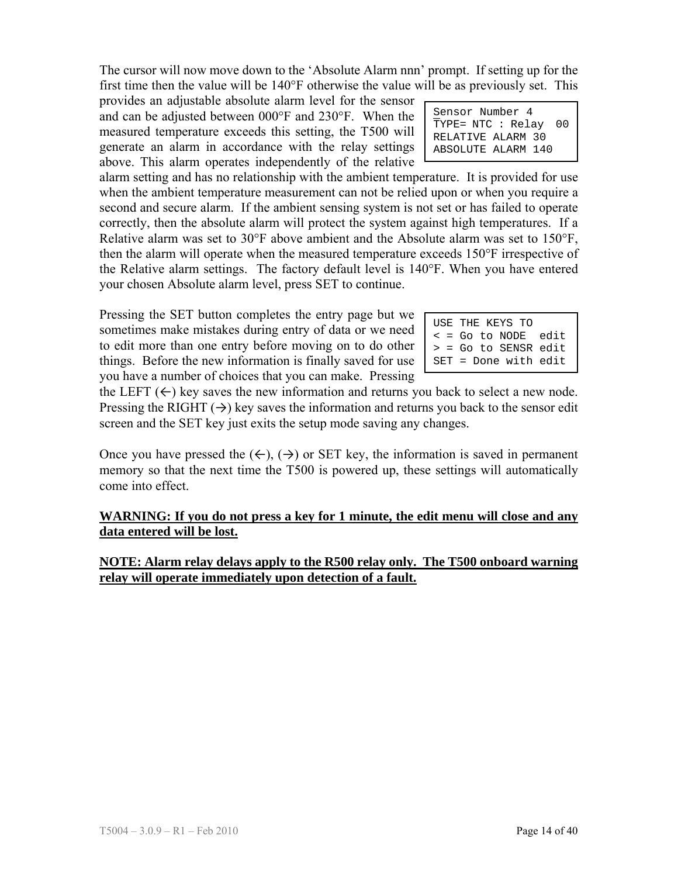The cursor will now move down to the 'Absolute Alarm nnn' prompt. If setting up for the first time then the value will be 140°F otherwise the value will be as previously set. This provides an adjustable absolute alarm level for the sensor and can be adjusted between 000°F and 230°F. When the measured temperature exceeds this setting, the T500 will generate an alarm in accordance with the relay settings above. This alarm operates independently of the relative alarm setting and has no relationship with the ambient temperature. It is provided for use when the ambient temperature measurement can not be relied upon or when you require a second and secure alarm. If the ambient sensing system is not set or has failed to operate correctly, then the absolute alarm will protect the system against high temperatures. If a Relative alarm was set to 30°F above ambient and the Absolute alarm was set to 150°F, then the alarm will operate when the measured temperature exceeds 150°F irrespective of the Relative alarm settings. The factory default level is 140°F. When you have entered your chosen Absolute alarm level, press SET to continue.

```
Sensor Number 4
TYPE= NTC : Relay  00
RELATIVE ALARM 30
ABSOLUTE ALARM 140
```

Pressing the SET button completes the entry page but we sometimes make mistakes during entry of data or we need to edit more than one entry before moving on to do other things. Before the new information is finally saved for use you have a number of choices that you can make. Pressing the LEFT (←) key saves the new information and returns you back to select a new node. Pressing the RIGHT (→) key saves the information and returns you back to the sensor edit screen and the SET key just exits the setup mode saving any changes.

```
USE THE KEYS TO
< = Go to NODE  edit
> = Go to SENSR edit
SET = Done with edit
```

Once you have pressed the (←), (→) or SET key, the information is saved in permanent memory so that the next time the T500 is powered up, these settings will automatically come into effect.

**WARNING: If you do not press a key for 1 minute, the edit menu will close and any data entered will be lost.**

**NOTE: Alarm relay delays apply to the R500 relay only. The T500 onboard warning relay will operate immediately upon detection of a fault.**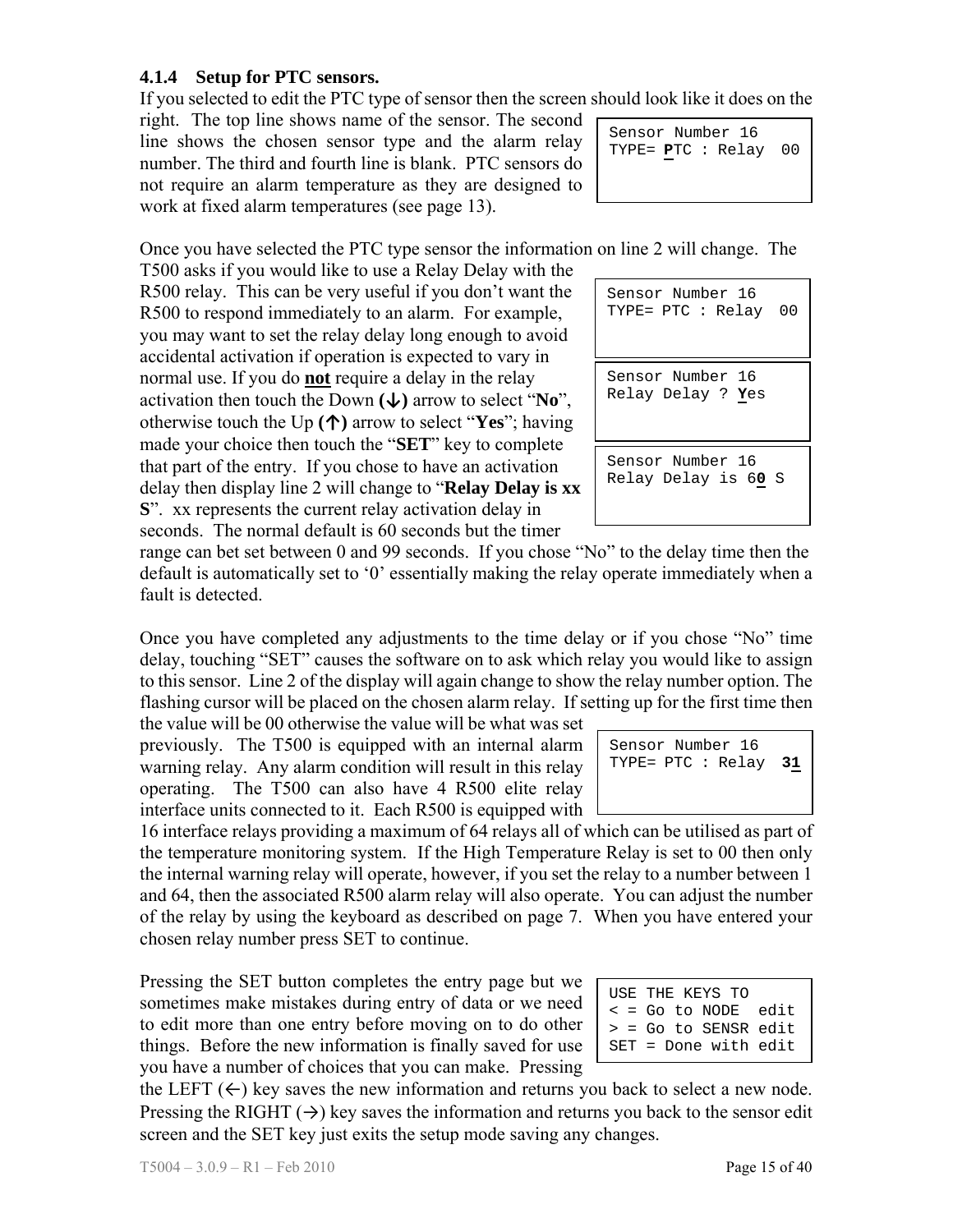### 4.1.4 Setup for PTC sensors.

If you selected to edit the PTC type of sensor then the screen should look like it does on the right. The top line shows name of the sensor. The second line shows the chosen sensor type and the alarm relay number. The third and fourth line is blank. PTC sensors do not require an alarm temperature as they are designed to work at fixed alarm temperatures (see page 13).

```
Sensor Number 16
TYPE= PTC : Relay  00
```

Once you have selected the PTC type sensor the information on line 2 will change. The T500 asks if you would like to use a Relay Delay with the R500 relay. This can be very useful if you don't want the R500 to respond immediately to an alarm. For example, you may want to set the relay delay long enough to avoid accidental activation if operation is expected to vary in normal use. If you do **not** require a delay in the relay activation then touch the Down **(↓)** arrow to select "**No**", otherwise touch the Up **(↑)** arrow to select "**Yes**"; having made your choice then touch the "**SET**" key to complete that part of the entry. If you chose to have an activation delay then display line 2 will change to "**Relay Delay is xx S**". xx represents the current relay activation delay in seconds. The normal default is 60 seconds but the timer range can bet set between 0 and 99 seconds. If you chose "No" to the delay time then the default is automatically set to '0' essentially making the relay operate immediately when a fault is detected.

```
Sensor Number 16
TYPE= PTC : Relay  00
```

```
Sensor Number 16
Relay Delay ? Yes
```

```
Sensor Number 16
Relay Delay is 60 S
```

Once you have completed any adjustments to the time delay or if you chose "No" time delay, touching "SET" causes the software on to ask which relay you would like to assign to this sensor. Line 2 of the display will again change to show the relay number option. The flashing cursor will be placed on the chosen alarm relay. If setting up for the first time then the value will be 00 otherwise the value will be what was set previously. The T500 is equipped with an internal alarm warning relay. Any alarm condition will result in this relay operating. The T500 can also have 4 R500 elite relay interface units connected to it. Each R500 is equipped with 16 interface relays providing a maximum of 64 relays all of which can be utilised as part of the temperature monitoring system. If the High Temperature Relay is set to 00 then only the internal warning relay will operate, however, if you set the relay to a number between 1 and 64, then the associated R500 alarm relay will also operate. You can adjust the number of the relay by using the keyboard as described on page 7. When you have entered your chosen relay number press SET to continue.

```
Sensor Number 16
TYPE= PTC : Relay  31
```

Pressing the SET button completes the entry page but we sometimes make mistakes during entry of data or we need to edit more than one entry before moving on to do other things. Before the new information is finally saved for use you have a number of choices that you can make. Pressing the LEFT (←) key saves the new information and returns you back to select a new node. Pressing the RIGHT (→) key saves the information and returns you back to the sensor edit screen and the SET key just exits the setup mode saving any changes.

```
USE THE KEYS TO
< = Go to NODE  edit
> = Go to SENSR edit
SET = Done with edit
```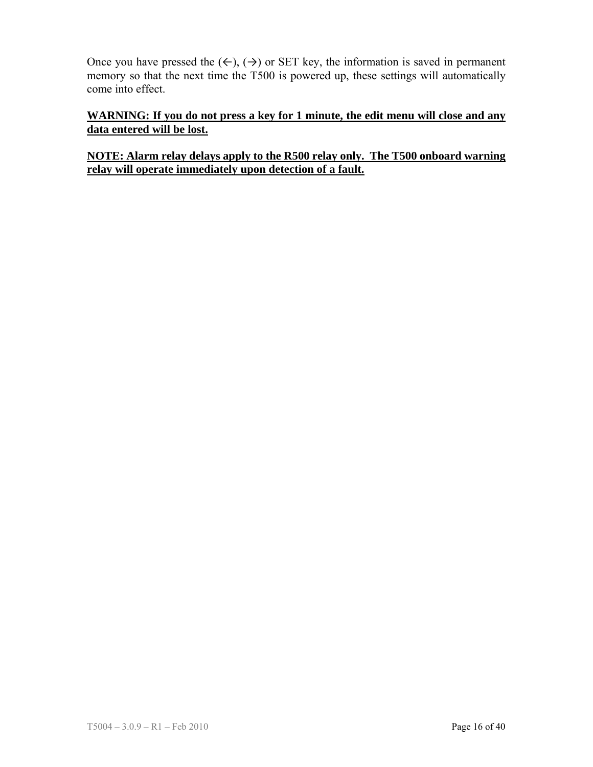Once you have pressed the (←), (→) or SET key, the information is saved in permanent memory so that the next time the T500 is powered up, these settings will automatically come into effect.

**WARNING: If you do not press a key for 1 minute, the edit menu will close and any data entered will be lost.**

**NOTE: Alarm relay delays apply to the R500 relay only. The T500 onboard warning relay will operate immediately upon detection of a fault.**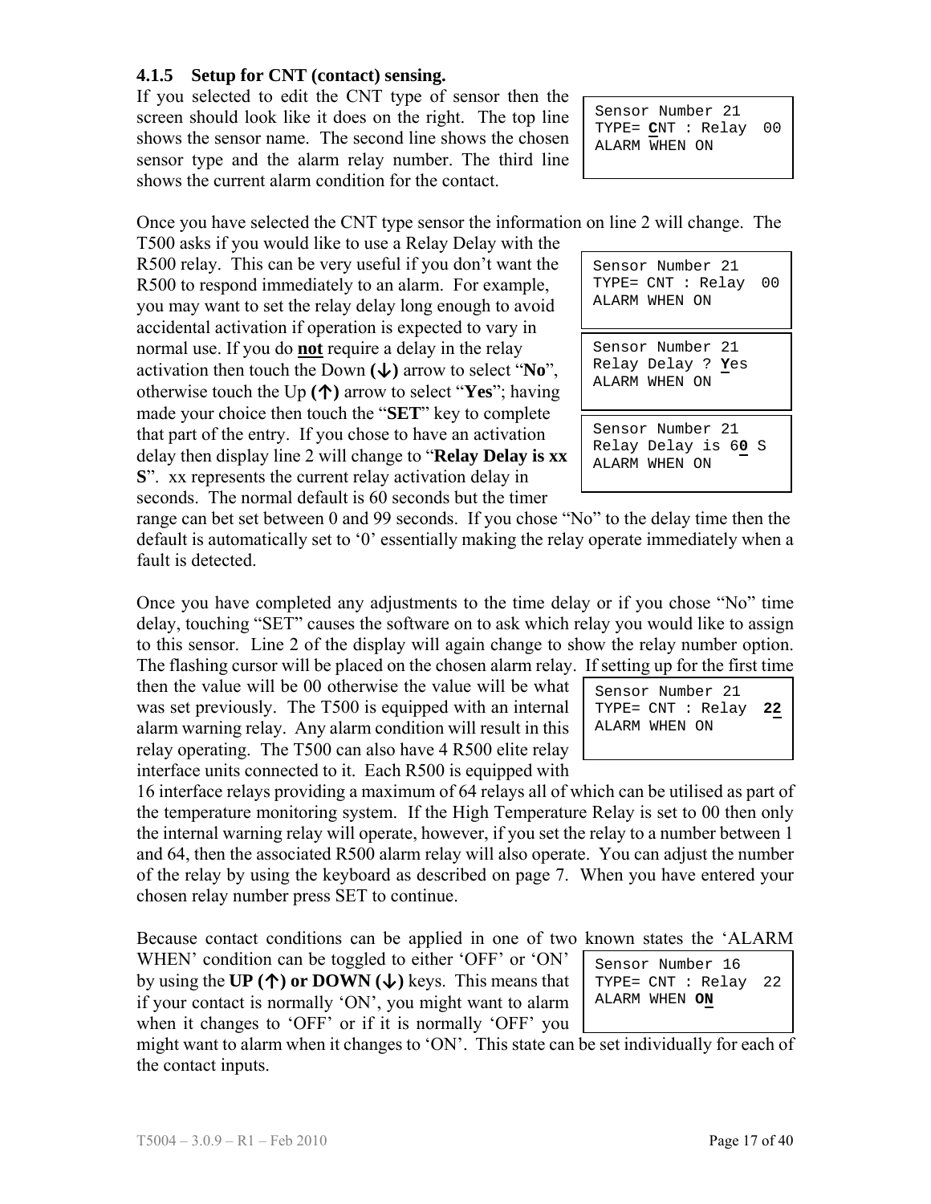### 4.1.5 Setup for CNT (contact) sensing.

If you selected to edit the CNT type of sensor then the screen should look like it does on the right. The top line shows the sensor name. The second line shows the chosen sensor type and the alarm relay number. The third line shows the current alarm condition for the contact.

```
Sensor Number 21
TYPE= CNT : Relay  00
ALARM WHEN ON
```

Once you have selected the CNT type sensor the information on line 2 will change. The T500 asks if you would like to use a Relay Delay with the R500 relay. This can be very useful if you don't want the R500 to respond immediately to an alarm. For example, you may want to set the relay delay long enough to avoid accidental activation if operation is expected to vary in normal use. If you do **not** require a delay in the relay activation then touch the Down **(↓)** arrow to select "**No**", otherwise touch the Up **(↑)** arrow to select "**Yes**"; having made your choice then touch the "**SET**" key to complete that part of the entry. If you chose to have an activation delay then display line 2 will change to "**Relay Delay is xx S**". xx represents the current relay activation delay in seconds. The normal default is 60 seconds but the timer range can bet set between 0 and 99 seconds. If you chose "No" to the delay time then the default is automatically set to '0' essentially making the relay operate immediately when a fault is detected.

```
Sensor Number 21
TYPE= CNT : Relay  00
ALARM WHEN ON
```

```
Sensor Number 21
Relay Delay ? Yes
ALARM WHEN ON
```

```
Sensor Number 21
Relay Delay is 60 S
ALARM WHEN ON
```

Once you have completed any adjustments to the time delay or if you chose "No" time delay, touching "SET" causes the software on to ask which relay you would like to assign to this sensor. Line 2 of the display will again change to show the relay number option. The flashing cursor will be placed on the chosen alarm relay. If setting up for the first time then the value will be 00 otherwise the value will be what was set previously. The T500 is equipped with an internal alarm warning relay. Any alarm condition will result in this relay operating. The T500 can also have 4 R500 elite relay interface units connected to it. Each R500 is equipped with 16 interface relays providing a maximum of 64 relays all of which can be utilised as part of the temperature monitoring system. If the High Temperature Relay is set to 00 then only the internal warning relay will operate, however, if you set the relay to a number between 1 and 64, then the associated R500 alarm relay will also operate. You can adjust the number of the relay by using the keyboard as described on page 7. When you have entered your chosen relay number press SET to continue.

```
Sensor Number 21
TYPE= CNT : Relay  22
ALARM WHEN ON
```

Because contact conditions can be applied in one of two known states the 'ALARM WHEN' condition can be toggled to either 'OFF' or 'ON' by using the **UP (↑) or DOWN (↓)** keys. This means that if your contact is normally 'ON', you might want to alarm when it changes to 'OFF' or if it is normally 'OFF' you might want to alarm when it changes to 'ON'. This state can be set individually for each of the contact inputs.

```
Sensor Number 16
TYPE= CNT : Relay  22
ALARM WHEN ON
```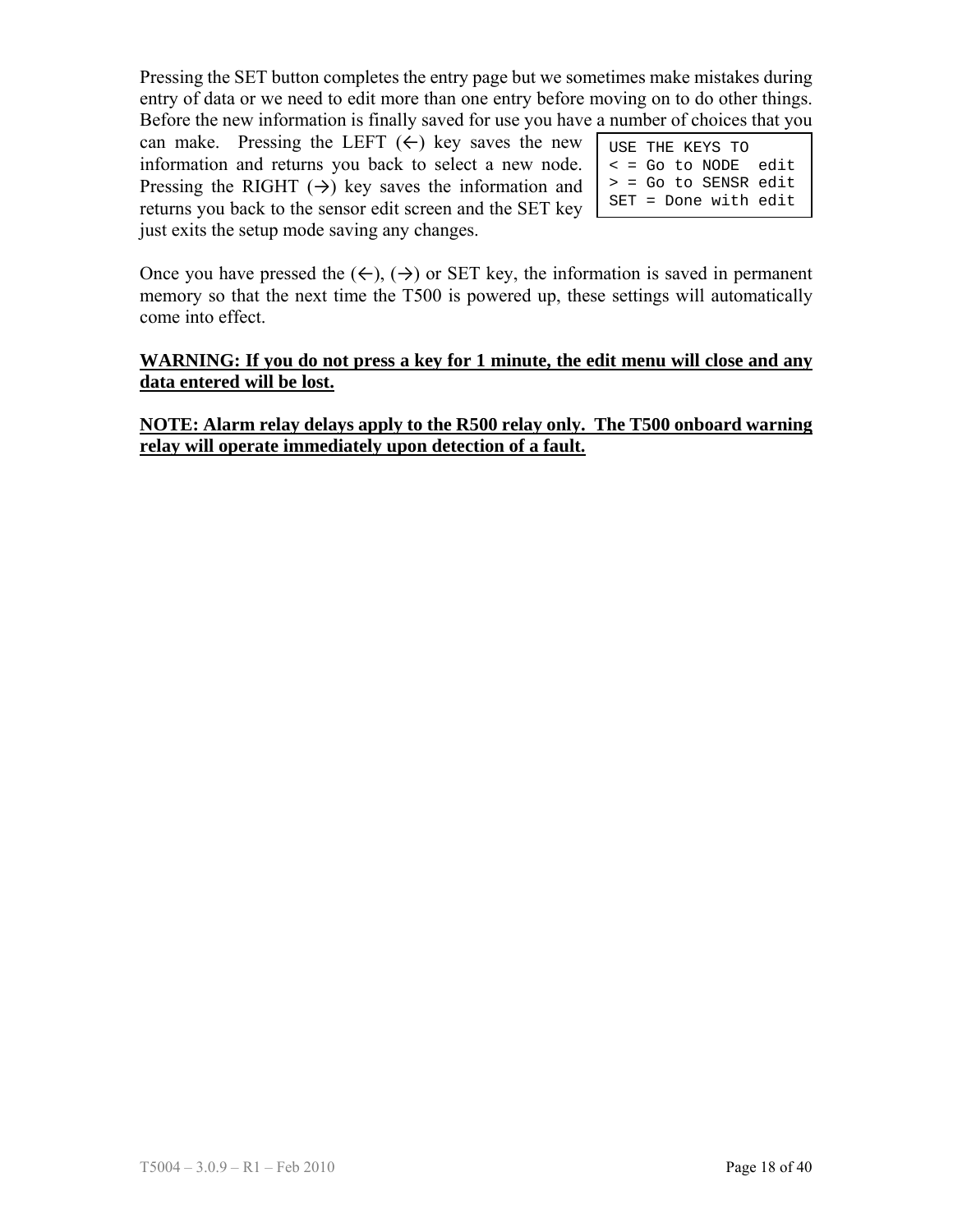Pressing the SET button completes the entry page but we sometimes make mistakes during entry of data or we need to edit more than one entry before moving on to do other things. Before the new information is finally saved for use you have a number of choices that you can make. Pressing the LEFT (←) key saves the new information and returns you back to select a new node. Pressing the RIGHT (→) key saves the information and returns you back to the sensor edit screen and the SET key just exits the setup mode saving any changes.

```
USE THE KEYS TO
< = Go to NODE  edit
> = Go to SENSR edit
SET = Done with edit
```

Once you have pressed the (←), (→) or SET key, the information is saved in permanent memory so that the next time the T500 is powered up, these settings will automatically come into effect.

**<u>WARNING: If you do not press a key for 1 minute, the edit menu will close and any data entered will be lost.</u>**

**<u>NOTE: Alarm relay delays apply to the R500 relay only. The T500 onboard warning relay will operate immediately upon detection of a fault.</u>**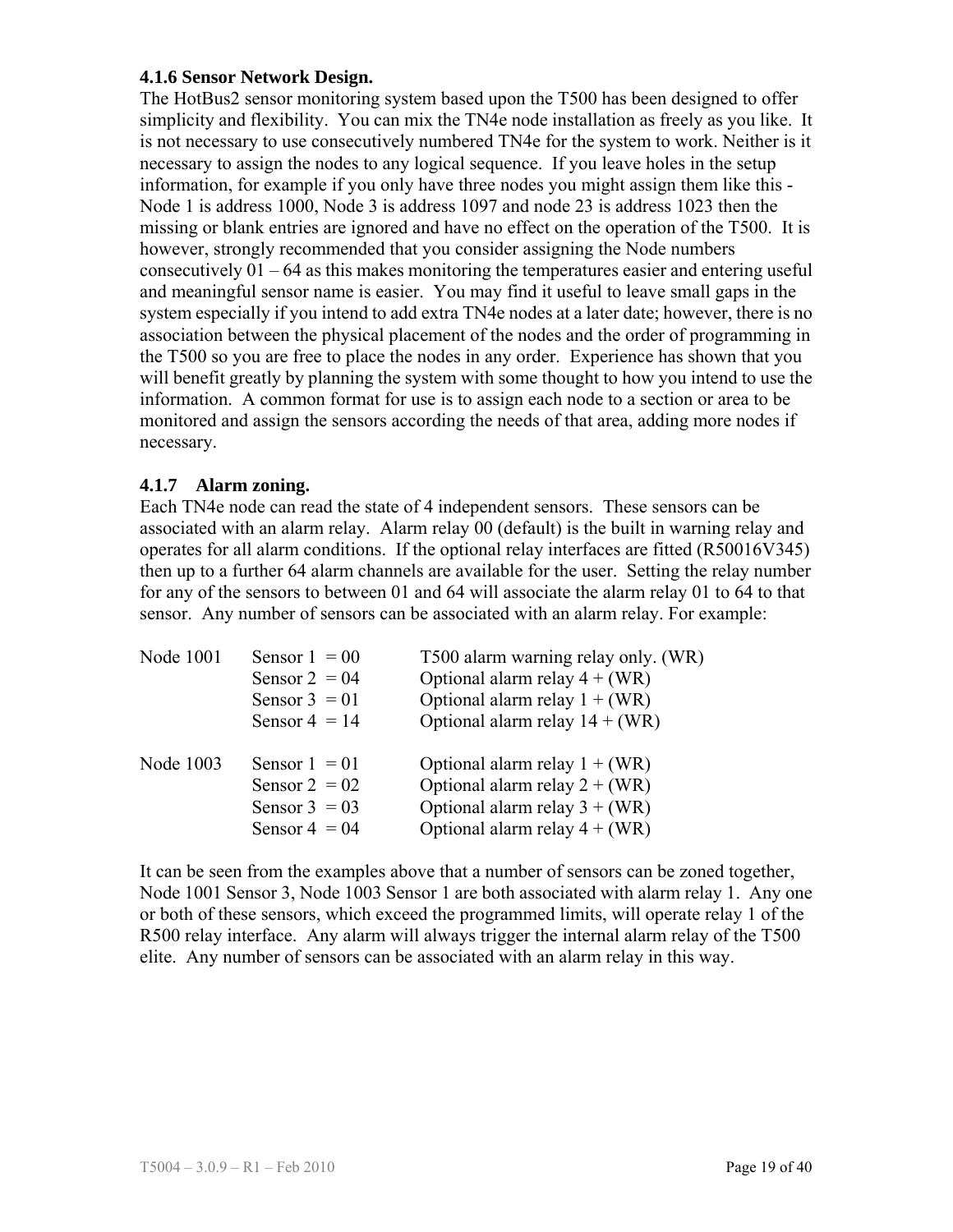### 4.1.6 Sensor Network Design.

The HotBus2 sensor monitoring system based upon the T500 has been designed to offer simplicity and flexibility. You can mix the TN4e node installation as freely as you like. It is not necessary to use consecutively numbered TN4e for the system to work. Neither is it necessary to assign the nodes to any logical sequence. If you leave holes in the setup information, for example if you only have three nodes you might assign them like this - Node 1 is address 1000, Node 3 is address 1097 and node 23 is address 1023 then the missing or blank entries are ignored and have no effect on the operation of the T500. It is however, strongly recommended that you consider assigning the Node numbers consecutively 01 – 64 as this makes monitoring the temperatures easier and entering useful and meaningful sensor name is easier. You may find it useful to leave small gaps in the system especially if you intend to add extra TN4e nodes at a later date; however, there is no association between the physical placement of the nodes and the order of programming in the T500 so you are free to place the nodes in any order. Experience has shown that you will benefit greatly by planning the system with some thought to how you intend to use the information. A common format for use is to assign each node to a section or area to be monitored and assign the sensors according the needs of that area, adding more nodes if necessary.

### 4.1.7 Alarm zoning.

Each TN4e node can read the state of 4 independent sensors. These sensors can be associated with an alarm relay. Alarm relay 00 (default) is the built in warning relay and operates for all alarm conditions. If the optional relay interfaces are fitted (R50016V345) then up to a further 64 alarm channels are available for the user. Setting the relay number for any of the sensors to between 01 and 64 will associate the alarm relay 01 to 64 to that sensor. Any number of sensors can be associated with an alarm relay. For example:

| | | |
|---|---|---|
| Node 1001 | Sensor 1 = 00 | T500 alarm warning relay only. (WR) |
| | Sensor 2 = 04 | Optional alarm relay 4 + (WR) |
| | Sensor 3 = 01 | Optional alarm relay 1 + (WR) |
| | Sensor 4 = 14 | Optional alarm relay 14 + (WR) |
| Node 1003 | Sensor 1 = 01 | Optional alarm relay 1 + (WR) |
| | Sensor 2 = 02 | Optional alarm relay 2 + (WR) |
| | Sensor 3 = 03 | Optional alarm relay 3 + (WR) |
| | Sensor 4 = 04 | Optional alarm relay 4 + (WR) |

It can be seen from the examples above that a number of sensors can be zoned together, Node 1001 Sensor 3, Node 1003 Sensor 1 are both associated with alarm relay 1. Any one or both of these sensors, which exceed the programmed limits, will operate relay 1 of the R500 relay interface. Any alarm will always trigger the internal alarm relay of the T500 elite. Any number of sensors can be associated with an alarm relay in this way.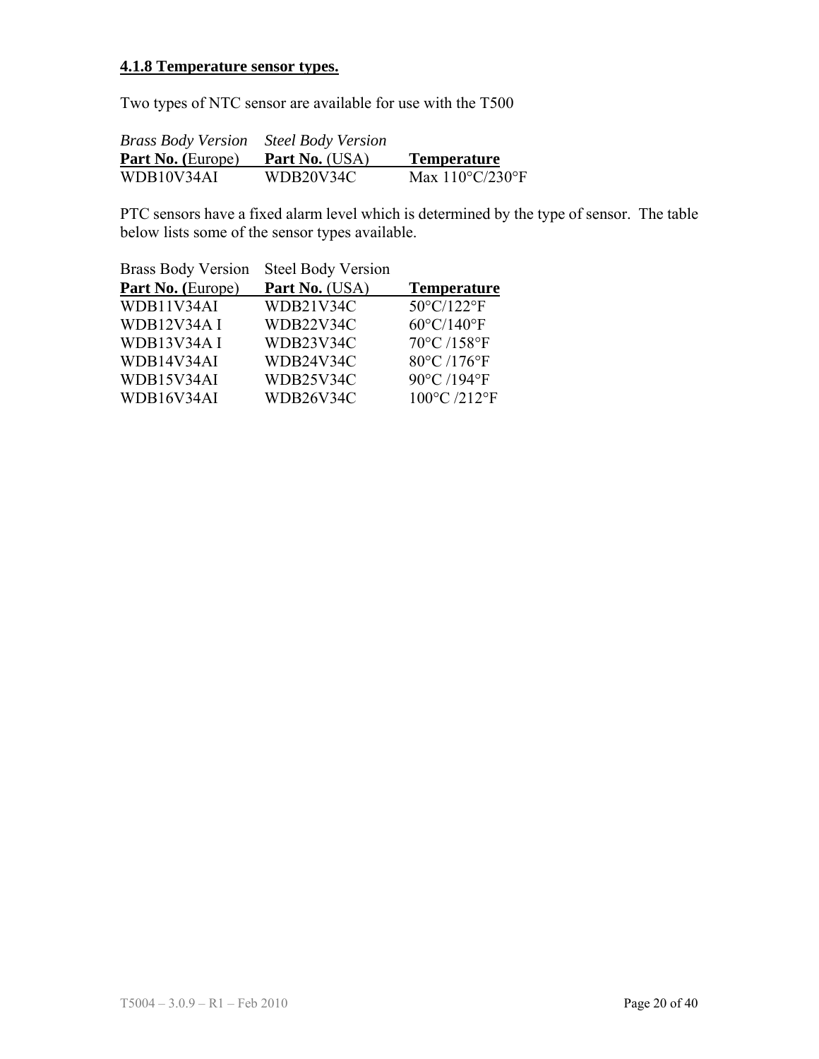### 4.1.8 Temperature sensor types.

Two types of NTC sensor are available for use with the T500

| *Brass Body Version* | *Steel Body Version* | |
|---|---|---|
| **Part No. (**Europe) | **Part No.** (USA) | **Temperature** |
| WDB10V34AI | WDB20V34C | Max 110°C/230°F |

PTC sensors have a fixed alarm level which is determined by the type of sensor. The table below lists some of the sensor types available.

| Brass Body Version | Steel Body Version | |
|---|---|---|
| **Part No. (**Europe) | **Part No.** (USA) | **Temperature** |
| WDB11V34AI | WDB21V34C | 50°C/122°F |
| WDB12V34A I | WDB22V34C | 60°C/140°F |
| WDB13V34A I | WDB23V34C | 70°C /158°F |
| WDB14V34AI | WDB24V34C | 80°C /176°F |
| WDB15V34AI | WDB25V34C | 90°C /194°F |
| WDB16V34AI | WDB26V34C | 100°C /212°F |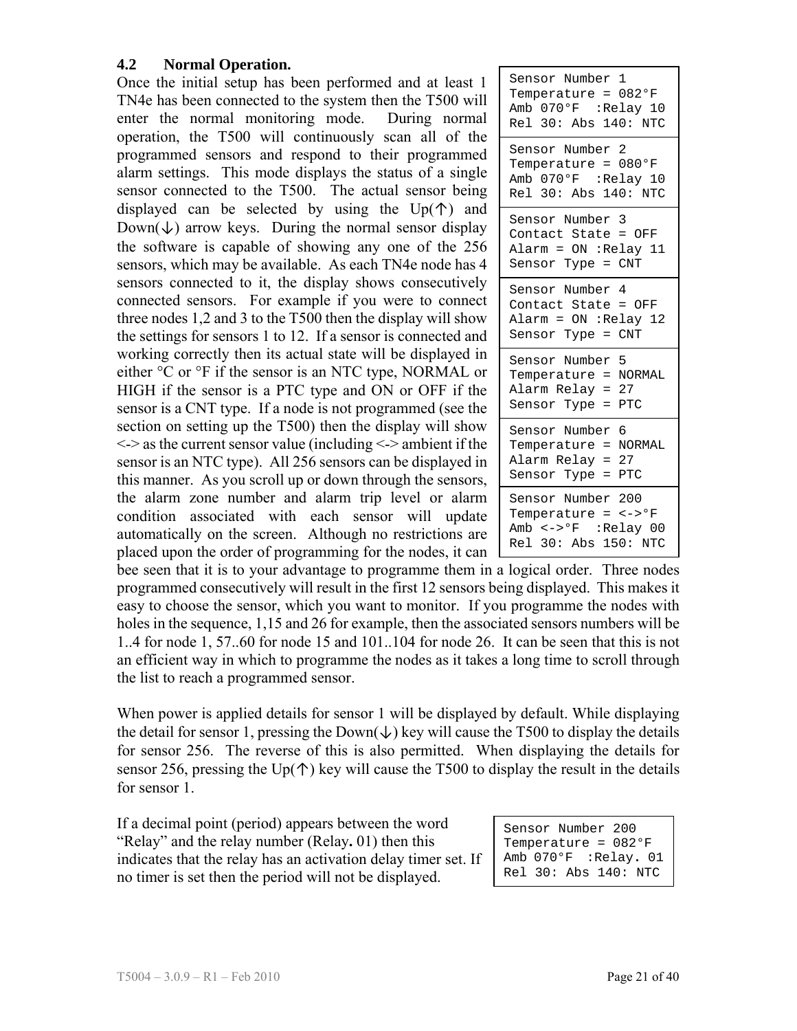## 4.2 Normal Operation.

Once the initial setup has been performed and at least 1 TN4e has been connected to the system then the T500 will enter the normal monitoring mode. During normal operation, the T500 will continuously scan all of the programmed sensors and respond to their programmed alarm settings. This mode displays the status of a single sensor connected to the T500. The actual sensor being displayed can be selected by using the Up(↑) and Down(↓) arrow keys. During the normal sensor display the software is capable of showing any one of the 256 sensors, which may be available. As each TN4e node has 4 sensors connected to it, the display shows consecutively connected sensors. For example if you were to connect three nodes 1,2 and 3 to the T500 then the display will show the settings for sensors 1 to 12. If a sensor is connected and working correctly then its actual state will be displayed in either °C or °F if the sensor is an NTC type, NORMAL or HIGH if the sensor is a PTC type and ON or OFF if the sensor is a CNT type. If a node is not programmed (see the section on setting up the T500) then the display will show <-> as the current sensor value (including <-> ambient if the sensor is an NTC type). All 256 sensors can be displayed in this manner. As you scroll up or down through the sensors, the alarm zone number and alarm trip level or alarm condition associated with each sensor will update automatically on the screen. Although no restrictions are placed upon the order of programming for the nodes, it can bee seen that it is to your advantage to programme them in a logical order. Three nodes programmed consecutively will result in the first 12 sensors being displayed. This makes it easy to choose the sensor, which you want to monitor. If you programme the nodes with holes in the sequence, 1,15 and 26 for example, then the associated sensors numbers will be 1..4 for node 1, 57..60 for node 15 and 101..104 for node 26. It can be seen that this is not an efficient way in which to programme the nodes as it takes a long time to scroll through the list to reach a programmed sensor.

```
Sensor Number 1
Temperature = 082°F
Amb 070°F  :Relay 10
Rel 30: Abs 140: NTC
```

```
Sensor Number 2
Temperature = 080°F
Amb 070°F  :Relay 10
Rel 30: Abs 140: NTC
```

```
Sensor Number 3
Contact State = OFF
Alarm = ON :Relay 11
Sensor Type = CNT
```

```
Sensor Number 4
Contact State = OFF
Alarm = ON :Relay 12
Sensor Type = CNT
```

```
Sensor Number 5
Temperature = NORMAL
Alarm Relay = 27
Sensor Type = PTC
```

```
Sensor Number 6
Temperature = NORMAL
Alarm Relay = 27
Sensor Type = PTC
```

```
Sensor Number 200
Temperature = <->°F
Amb <->°F  :Relay 00
Rel 30: Abs 150: NTC
```

When power is applied details for sensor 1 will be displayed by default. While displaying the detail for sensor 1, pressing the Down(↓) key will cause the T500 to display the details for sensor 256. The reverse of this is also permitted. When displaying the details for sensor 256, pressing the Up(↑) key will cause the T500 to display the result in the details for sensor 1.

If a decimal point (period) appears between the word "Relay" and the relay number (Relay**.** 01) then this indicates that the relay has an activation delay timer set. If no timer is set then the period will not be displayed.

```
Sensor Number 200
Temperature = 082°F
Amb 070°F  :Relay. 01
Rel 30: Abs 140: NTC
```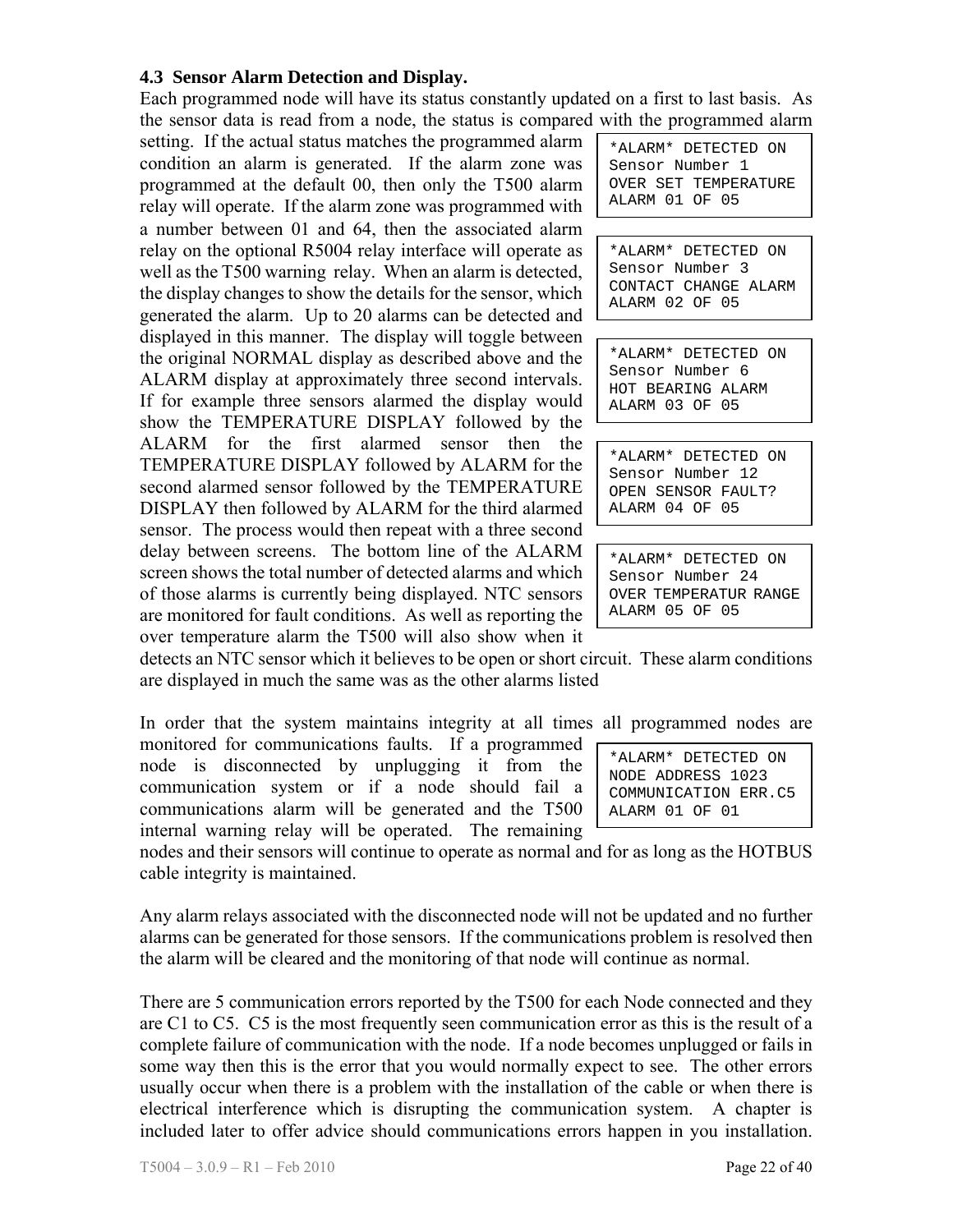### 4.3 Sensor Alarm Detection and Display.

Each programmed node will have its status constantly updated on a first to last basis. As the sensor data is read from a node, the status is compared with the programmed alarm setting. If the actual status matches the programmed alarm condition an alarm is generated. If the alarm zone was programmed at the default 00, then only the T500 alarm relay will operate. If the alarm zone was programmed with a number between 01 and 64, then the associated alarm relay on the optional R5004 relay interface will operate as well as the T500 warning relay. When an alarm is detected, the display changes to show the details for the sensor, which generated the alarm. Up to 20 alarms can be detected and displayed in this manner. The display will toggle between the original NORMAL display as described above and the ALARM display at approximately three second intervals. If for example three sensors alarmed the display would show the TEMPERATURE DISPLAY followed by the ALARM for the first alarmed sensor then the TEMPERATURE DISPLAY followed by ALARM for the second alarmed sensor followed by the TEMPERATURE DISPLAY then followed by ALARM for the third alarmed sensor. The process would then repeat with a three second delay between screens. The bottom line of the ALARM screen shows the total number of detected alarms and which of those alarms is currently being displayed. NTC sensors are monitored for fault conditions. As well as reporting the over temperature alarm the T500 will also show when it detects an NTC sensor which it believes to be open or short circuit. These alarm conditions are displayed in much the same was as the other alarms listed

```
*ALARM* DETECTED ON
Sensor Number 1
OVER SET TEMPERATURE
ALARM 01 OF 05
```

```
*ALARM* DETECTED ON
Sensor Number 3
CONTACT CHANGE ALARM
ALARM 02 OF 05
```

```
*ALARM* DETECTED ON
Sensor Number 6
HOT BEARING ALARM
ALARM 03 OF 05
```

```
*ALARM* DETECTED ON
Sensor Number 12
OPEN SENSOR FAULT?
ALARM 04 OF 05
```

```
*ALARM* DETECTED ON
Sensor Number 24
OVER TEMPERATUR RANGE
ALARM 05 OF 05
```

In order that the system maintains integrity at all times all programmed nodes are monitored for communications faults. If a programmed node is disconnected by unplugging it from the communication system or if a node should fail a communications alarm will be generated and the T500 internal warning relay will be operated. The remaining nodes and their sensors will continue to operate as normal and for as long as the HOTBUS cable integrity is maintained.

```
*ALARM* DETECTED ON
NODE ADDRESS 1023
COMMUNICATION ERR.C5
ALARM 01 OF 01
```

Any alarm relays associated with the disconnected node will not be updated and no further alarms can be generated for those sensors. If the communications problem is resolved then the alarm will be cleared and the monitoring of that node will continue as normal.

There are 5 communication errors reported by the T500 for each Node connected and they are C1 to C5. C5 is the most frequently seen communication error as this is the result of a complete failure of communication with the node. If a node becomes unplugged or fails in some way then this is the error that you would normally expect to see. The other errors usually occur when there is a problem with the installation of the cable or when there is electrical interference which is disrupting the communication system. A chapter is included later to offer advice should communications errors happen in you installation.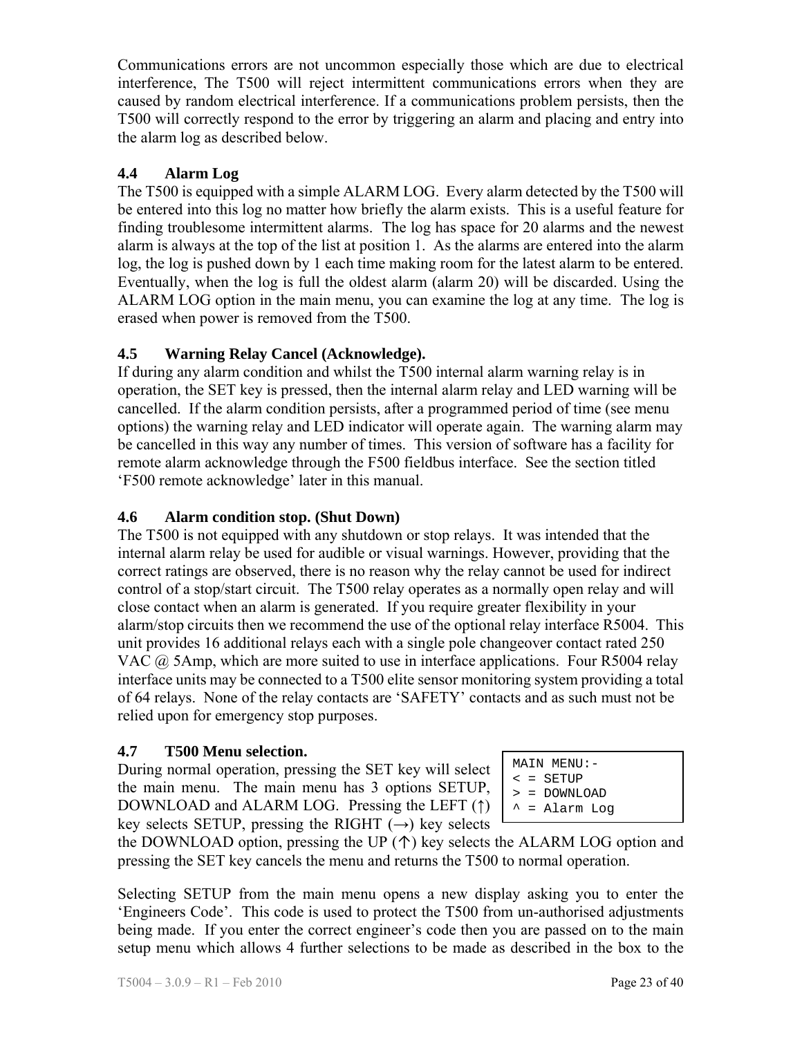Communications errors are not uncommon especially those which are due to electrical interference, The T500 will reject intermittent communications errors when they are caused by random electrical interference. If a communications problem persists, then the T500 will correctly respond to the error by triggering an alarm and placing and entry into the alarm log as described below.

## 4.4 Alarm Log

The T500 is equipped with a simple ALARM LOG. Every alarm detected by the T500 will be entered into this log no matter how briefly the alarm exists. This is a useful feature for finding troublesome intermittent alarms. The log has space for 20 alarms and the newest alarm is always at the top of the list at position 1. As the alarms are entered into the alarm log, the log is pushed down by 1 each time making room for the latest alarm to be entered. Eventually, when the log is full the oldest alarm (alarm 20) will be discarded. Using the ALARM LOG option in the main menu, you can examine the log at any time. The log is erased when power is removed from the T500.

## 4.5 Warning Relay Cancel (Acknowledge).

If during any alarm condition and whilst the T500 internal alarm warning relay is in operation, the SET key is pressed, then the internal alarm relay and LED warning will be cancelled. If the alarm condition persists, after a programmed period of time (see menu options) the warning relay and LED indicator will operate again. The warning alarm may be cancelled in this way any number of times. This version of software has a facility for remote alarm acknowledge through the F500 fieldbus interface. See the section titled 'F500 remote acknowledge' later in this manual.

## 4.6 Alarm condition stop. (Shut Down)

The T500 is not equipped with any shutdown or stop relays. It was intended that the internal alarm relay be used for audible or visual warnings. However, providing that the correct ratings are observed, there is no reason why the relay cannot be used for indirect control of a stop/start circuit. The T500 relay operates as a normally open relay and will close contact when an alarm is generated. If you require greater flexibility in your alarm/stop circuits then we recommend the use of the optional relay interface R5004. This unit provides 16 additional relays each with a single pole changeover contact rated 250 VAC @ 5Amp, which are more suited to use in interface applications. Four R5004 relay interface units may be connected to a T500 elite sensor monitoring system providing a total of 64 relays. None of the relay contacts are 'SAFETY' contacts and as such must not be relied upon for emergency stop purposes.

## 4.7 T500 Menu selection.

```
MAIN MENU:-
< = SETUP
> = DOWNLOAD
^ = Alarm Log
```

During normal operation, pressing the SET key will select the main menu. The main menu has 3 options SETUP, DOWNLOAD and ALARM LOG. Pressing the LEFT (↑) key selects SETUP, pressing the RIGHT (→) key selects the DOWNLOAD option, pressing the UP (↑) key selects the ALARM LOG option and pressing the SET key cancels the menu and returns the T500 to normal operation.

Selecting SETUP from the main menu opens a new display asking you to enter the 'Engineers Code'. This code is used to protect the T500 from un-authorised adjustments being made. If you enter the correct engineer's code then you are passed on to the main setup menu which allows 4 further selections to be made as described in the box to the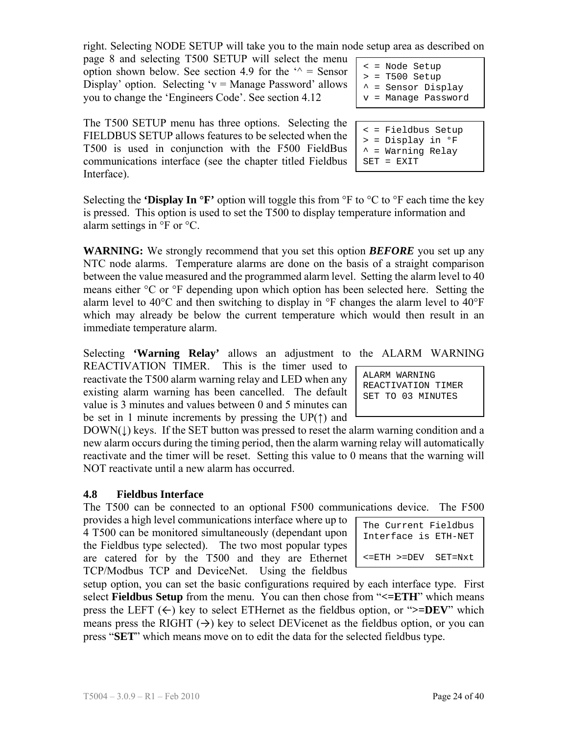right. Selecting NODE SETUP will take you to the main node setup area as described on page 8 and selecting T500 SETUP will select the menu option shown below. See section 4.9 for the '^ = Sensor Display' option. Selecting 'v = Manage Password' allows you to change the 'Engineers Code'. See section 4.12

```
< = Node Setup
> = T500 Setup
^ = Sensor Display
v = Manage Password
```

The T500 SETUP menu has three options. Selecting the FIELDBUS SETUP allows features to be selected when the T500 is used in conjunction with the F500 FieldBus communications interface (see the chapter titled Fieldbus Interface).

```
< = Fieldbus Setup
> = Display in °F
^ = Warning Relay
SET = EXIT
```

Selecting the **'Display In °F'** option will toggle this from °F to °C to °F each time the key is pressed. This option is used to set the T500 to display temperature information and alarm settings in °F or °C.

**WARNING:** We strongly recommend that you set this option ***BEFORE*** you set up any NTC node alarms. Temperature alarms are done on the basis of a straight comparison between the value measured and the programmed alarm level. Setting the alarm level to 40 means either °C or °F depending upon which option has been selected here. Setting the alarm level to 40°C and then switching to display in °F changes the alarm level to 40°F which may already be below the current temperature which would then result in an immediate temperature alarm.

Selecting **'Warning Relay'** allows an adjustment to the ALARM WARNING REACTIVATION TIMER. This is the timer used to reactivate the T500 alarm warning relay and LED when any existing alarm warning has been cancelled. The default value is 3 minutes and values between 0 and 5 minutes can be set in 1 minute increments by pressing the UP(↑) and DOWN(↓) keys. If the SET button was pressed to reset the alarm warning condition and a new alarm occurs during the timing period, then the alarm warning relay will automatically reactivate and the timer will be reset. Setting this value to 0 means that the warning will NOT reactivate until a new alarm has occurred.

```
ALARM WARNING
REACTIVATION TIMER
SET TO 03 MINUTES
```

## 4.8 Fieldbus Interface

The T500 can be connected to an optional F500 communications device. The F500 provides a high level communications interface where up to 4 T500 can be monitored simultaneously (dependant upon the Fieldbus type selected). The two most popular types are catered for by the T500 and they are Ethernet TCP/Modbus TCP and DeviceNet. Using the fieldbus setup option, you can set the basic configurations required by each interface type. First select **Fieldbus Setup** from the menu. You can then chose from "**<=ETH**" which means press the LEFT (←) key to select ETHernet as the fieldbus option, or "**>=DEV**" which means press the RIGHT (→) key to select DEVicenet as the fieldbus option, or you can press "**SET**" which means move on to edit the data for the selected fieldbus type.

```
The Current Fieldbus
Interface is ETH-NET

<=ETH >=DEV  SET=Nxt
```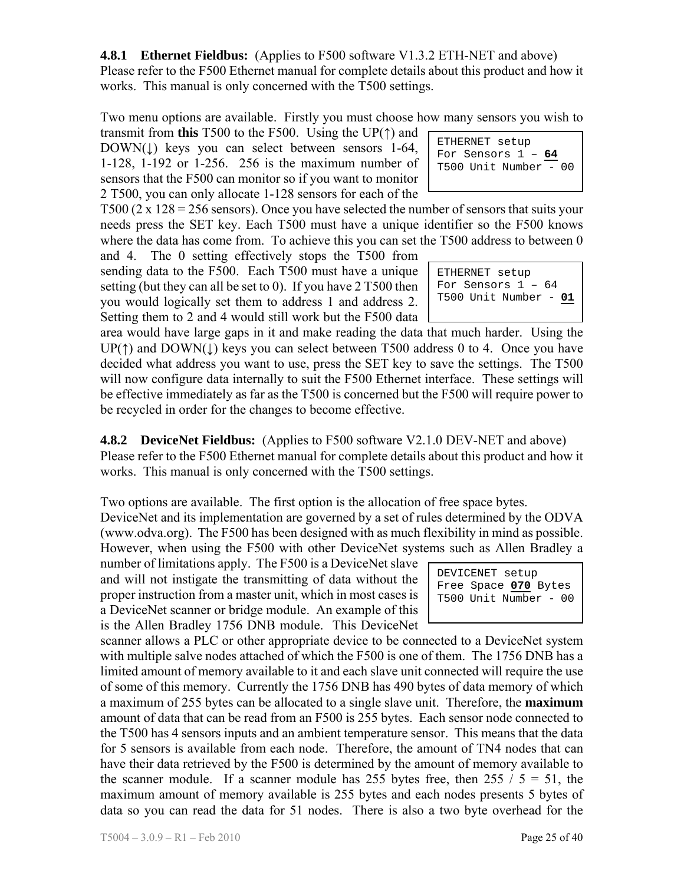### 4.8.1 Ethernet Fieldbus: (Applies to F500 software V1.3.2 ETH-NET and above)

Please refer to the F500 Ethernet manual for complete details about this product and how it works. This manual is only concerned with the T500 settings.

Two menu options are available. Firstly you must choose how many sensors you wish to transmit from **this** T500 to the F500. Using the UP(↑) and DOWN(↓) keys you can select between sensors 1-64, 1-128, 1-192 or 1-256. 256 is the maximum number of sensors that the F500 can monitor so if you want to monitor 2 T500, you can only allocate 1-128 sensors for each of the T500 (2 x 128 = 256 sensors). Once you have selected the number of sensors that suits your needs press the SET key. Each T500 must have a unique identifier so the F500 knows where the data has come from. To achieve this you can set the T500 address to between 0 and 4. The 0 setting effectively stops the T500 from sending data to the F500. Each T500 must have a unique setting (but they can all be set to 0). If you have 2 T500 then you would logically set them to address 1 and address 2. Setting them to 2 and 4 would still work but the F500 data area would have large gaps in it and make reading the data that much harder. Using the UP(↑) and DOWN(↓) keys you can select between T500 address 0 to 4. Once you have decided what address you want to use, press the SET key to save the settings. The T500 will now configure data internally to suit the F500 Ethernet interface. These settings will be effective immediately as far as the T500 is concerned but the F500 will require power to be recycled in order for the changes to become effective.

```
ETHERNET setup
For Sensors 1 – 64
T500 Unit Number - 00
```

```
ETHERNET setup
For Sensors 1 – 64
T500 Unit Number - 01
```

### 4.8.2 DeviceNet Fieldbus: (Applies to F500 software V2.1.0 DEV-NET and above)

Please refer to the F500 Ethernet manual for complete details about this product and how it works. This manual is only concerned with the T500 settings.

Two options are available. The first option is the allocation of free space bytes.
DeviceNet and its implementation are governed by a set of rules determined by the ODVA (www.odva.org). The F500 has been designed with as much flexibility in mind as possible. However, when using the F500 with other DeviceNet systems such as Allen Bradley a number of limitations apply. The F500 is a DeviceNet slave and will not instigate the transmitting of data without the proper instruction from a master unit, which in most cases is a DeviceNet scanner or bridge module. An example of this is the Allen Bradley 1756 DNB module. This DeviceNet scanner allows a PLC or other appropriate device to be connected to a DeviceNet system with multiple salve nodes attached of which the F500 is one of them. The 1756 DNB has a limited amount of memory available to it and each slave unit connected will require the use of some of this memory. Currently the 1756 DNB has 490 bytes of data memory of which a maximum of 255 bytes can be allocated to a single slave unit. Therefore, the **maximum** amount of data that can be read from an F500 is 255 bytes. Each sensor node connected to the T500 has 4 sensors inputs and an ambient temperature sensor. This means that the data for 5 sensors is available from each node. Therefore, the amount of TN4 nodes that can have their data retrieved by the F500 is determined by the amount of memory available to the scanner module. If a scanner module has 255 bytes free, then 255 / 5 = 51, the maximum amount of memory available is 255 bytes and each nodes presents 5 bytes of data so you can read the data for 51 nodes. There is also a two byte overhead for the

```
DEVICENET setup
Free Space 070 Bytes
T500 Unit Number - 00
```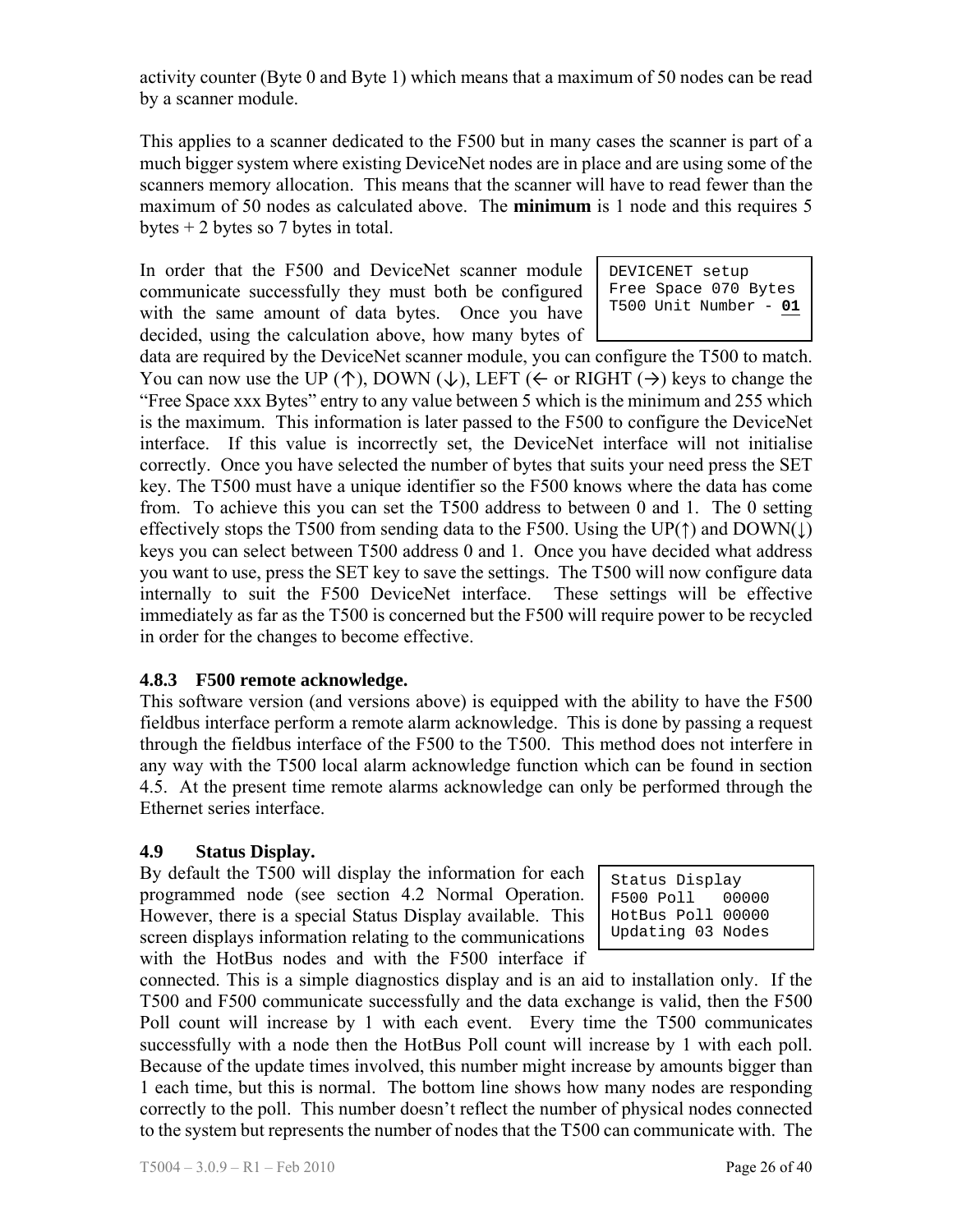activity counter (Byte 0 and Byte 1) which means that a maximum of 50 nodes can be read by a scanner module.

This applies to a scanner dedicated to the F500 but in many cases the scanner is part of a much bigger system where existing DeviceNet nodes are in place and are using some of the scanners memory allocation. This means that the scanner will have to read fewer than the maximum of 50 nodes as calculated above. The **minimum** is 1 node and this requires 5 bytes + 2 bytes so 7 bytes in total.

```
DEVICENET setup
Free Space 070 Bytes
T500 Unit Number - 01
```

In order that the F500 and DeviceNet scanner module communicate successfully they must both be configured with the same amount of data bytes. Once you have decided, using the calculation above, how many bytes of data are required by the DeviceNet scanner module, you can configure the T500 to match. You can now use the UP (↑), DOWN (↓), LEFT (← or RIGHT (→) keys to change the "Free Space xxx Bytes" entry to any value between 5 which is the minimum and 255 which is the maximum. This information is later passed to the F500 to configure the DeviceNet interface. If this value is incorrectly set, the DeviceNet interface will not initialise correctly. Once you have selected the number of bytes that suits your need press the SET key. The T500 must have a unique identifier so the F500 knows where the data has come from. To achieve this you can set the T500 address to between 0 and 1. The 0 setting effectively stops the T500 from sending data to the F500. Using the UP(↑) and DOWN(↓) keys you can select between T500 address 0 and 1. Once you have decided what address you want to use, press the SET key to save the settings. The T500 will now configure data internally to suit the F500 DeviceNet interface. These settings will be effective immediately as far as the T500 is concerned but the F500 will require power to be recycled in order for the changes to become effective.

### 4.8.3 F500 remote acknowledge.

This software version (and versions above) is equipped with the ability to have the F500 fieldbus interface perform a remote alarm acknowledge. This is done by passing a request through the fieldbus interface of the F500 to the T500. This method does not interfere in any way with the T500 local alarm acknowledge function which can be found in section 4.5. At the present time remote alarms acknowledge can only be performed through the Ethernet series interface.

## 4.9 Status Display.

```
Status Display
F500 Poll   00000
HotBus Poll 00000
Updating 03 Nodes
```

By default the T500 will display the information for each programmed node (see section 4.2 Normal Operation. However, there is a special Status Display available. This screen displays information relating to the communications with the HotBus nodes and with the F500 interface if connected. This is a simple diagnostics display and is an aid to installation only. If the T500 and F500 communicate successfully and the data exchange is valid, then the F500 Poll count will increase by 1 with each event. Every time the T500 communicates successfully with a node then the HotBus Poll count will increase by 1 with each poll. Because of the update times involved, this number might increase by amounts bigger than 1 each time, but this is normal. The bottom line shows how many nodes are responding correctly to the poll. This number doesn't reflect the number of physical nodes connected to the system but represents the number of nodes that the T500 can communicate with. The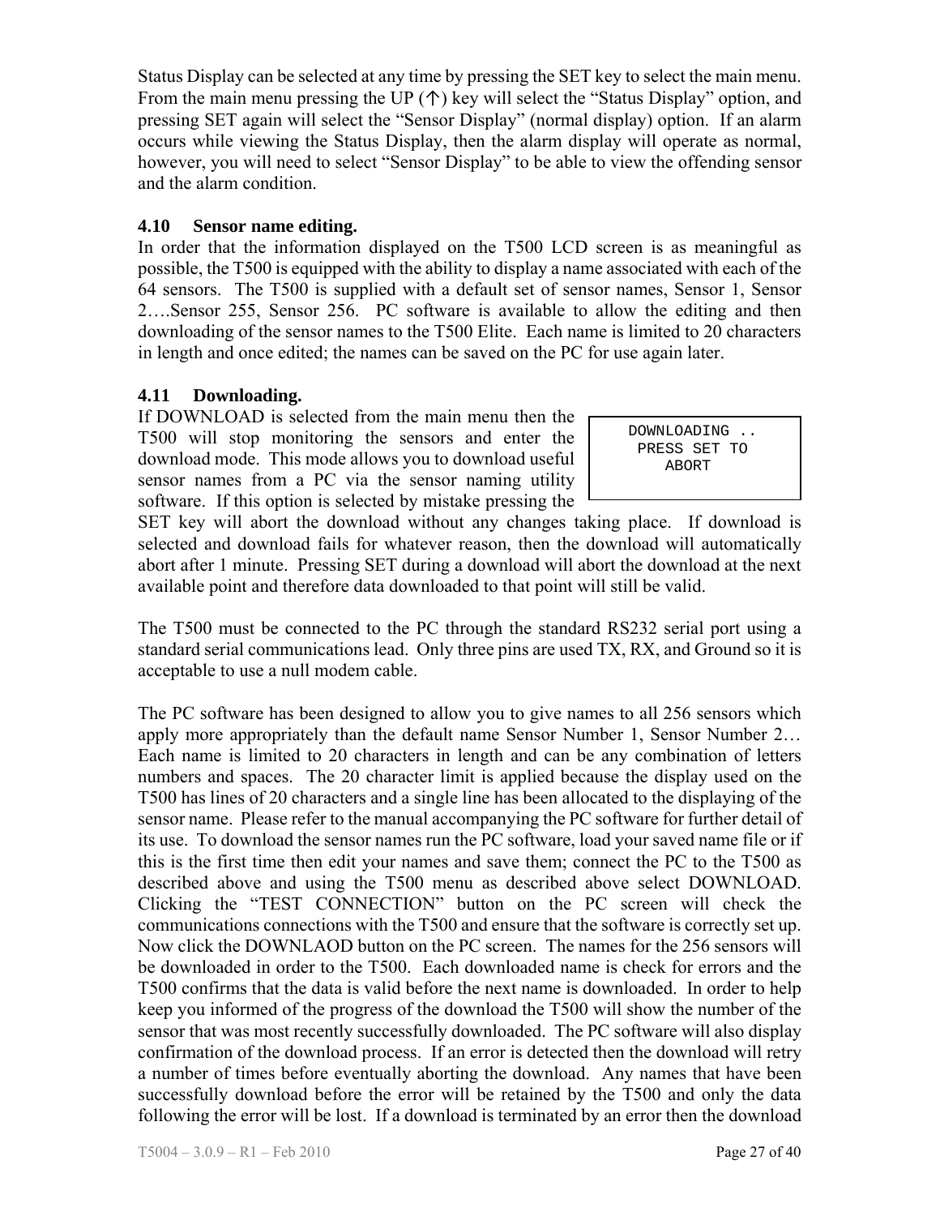Status Display can be selected at any time by pressing the SET key to select the main menu. From the main menu pressing the UP (↑) key will select the "Status Display" option, and pressing SET again will select the "Sensor Display" (normal display) option. If an alarm occurs while viewing the Status Display, then the alarm display will operate as normal, however, you will need to select "Sensor Display" to be able to view the offending sensor and the alarm condition.

### 4.10 Sensor name editing.

In order that the information displayed on the T500 LCD screen is as meaningful as possible, the T500 is equipped with the ability to display a name associated with each of the 64 sensors. The T500 is supplied with a default set of sensor names, Sensor 1, Sensor 2….Sensor 255, Sensor 256. PC software is available to allow the editing and then downloading of the sensor names to the T500 Elite. Each name is limited to 20 characters in length and once edited; the names can be saved on the PC for use again later.

### 4.11 Downloading.

If DOWNLOAD is selected from the main menu then the T500 will stop monitoring the sensors and enter the download mode. This mode allows you to download useful sensor names from a PC via the sensor naming utility software. If this option is selected by mistake pressing the SET key will abort the download without any changes taking place. If download is selected and download fails for whatever reason, then the download will automatically abort after 1 minute. Pressing SET during a download will abort the download at the next available point and therefore data downloaded to that point will still be valid.

```
DOWNLOADING ..
 PRESS SET TO
    ABORT
```

The T500 must be connected to the PC through the standard RS232 serial port using a standard serial communications lead. Only three pins are used TX, RX, and Ground so it is acceptable to use a null modem cable.

The PC software has been designed to allow you to give names to all 256 sensors which apply more appropriately than the default name Sensor Number 1, Sensor Number 2… Each name is limited to 20 characters in length and can be any combination of letters numbers and spaces. The 20 character limit is applied because the display used on the T500 has lines of 20 characters and a single line has been allocated to the displaying of the sensor name. Please refer to the manual accompanying the PC software for further detail of its use. To download the sensor names run the PC software, load your saved name file or if this is the first time then edit your names and save them; connect the PC to the T500 as described above and using the T500 menu as described above select DOWNLOAD. Clicking the "TEST CONNECTION" button on the PC screen will check the communications connections with the T500 and ensure that the software is correctly set up. Now click the DOWNLAOD button on the PC screen. The names for the 256 sensors will be downloaded in order to the T500. Each downloaded name is check for errors and the T500 confirms that the data is valid before the next name is downloaded. In order to help keep you informed of the progress of the download the T500 will show the number of the sensor that was most recently successfully downloaded. The PC software will also display confirmation of the download process. If an error is detected then the download will retry a number of times before eventually aborting the download. Any names that have been successfully download before the error will be retained by the T500 and only the data following the error will be lost. If a download is terminated by an error then the download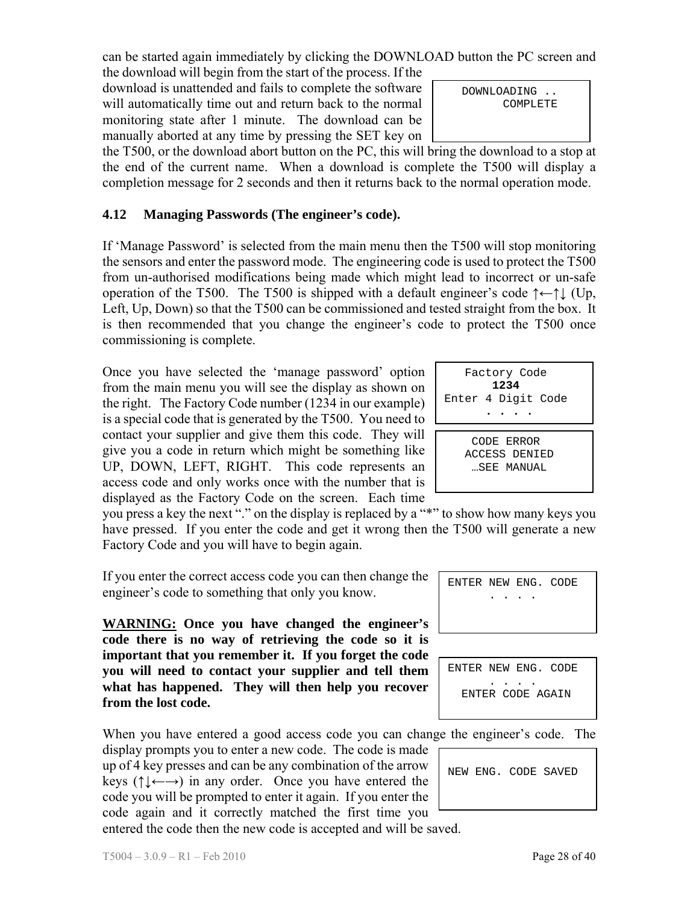can be started again immediately by clicking the DOWNLOAD button the PC screen and the download will begin from the start of the process. If the download is unattended and fails to complete the software will automatically time out and return back to the normal monitoring state after 1 minute. The download can be manually aborted at any time by pressing the SET key on the T500, or the download abort button on the PC, this will bring the download to a stop at the end of the current name. When a download is complete the T500 will display a completion message for 2 seconds and then it returns back to the normal operation mode.

```
DOWNLOADING ..
      COMPLETE
```

### 4.12 Managing Passwords (The engineer's code).

If 'Manage Password' is selected from the main menu then the T500 will stop monitoring the sensors and enter the password mode. The engineering code is used to protect the T500 from un-authorised modifications being made which might lead to incorrect or un-safe operation of the T500. The T500 is shipped with a default engineer's code ↑←↑↓ (Up, Left, Up, Down) so that the T500 can be commissioned and tested straight from the box. It is then recommended that you change the engineer's code to protect the T500 once commissioning is complete.

Once you have selected the 'manage password' option from the main menu you will see the display as shown on the right. The Factory Code number (1234 in our example) is a special code that is generated by the T500. You need to contact your supplier and give them this code. They will give you a code in return which might be something like UP, DOWN, LEFT, RIGHT. This code represents an access code and only works once with the number that is displayed as the Factory Code on the screen. Each time you press a key the next "." on the display is replaced by a "*" to show how many keys you have pressed. If you enter the code and get it wrong then the T500 will generate a new Factory Code and you will have to begin again.

```
   Factory Code
       1234
Enter 4 Digit Code
     . . . .
```

```
   CODE ERROR
  ACCESS DENIED
   …SEE MANUAL
```

If you enter the correct access code you can then change the engineer's code to something that only you know.

**<u>WARNING:</u> Once you have changed the engineer's code there is no way of retrieving the code so it is important that you remember it. If you forget the code you will need to contact your supplier and tell them what has happened. They will then help you recover from the lost code.**

```
ENTER NEW ENG. CODE
      . . . .
```

```
ENTER NEW ENG. CODE
      . . . .
  ENTER CODE AGAIN
```

When you have entered a good access code you can change the engineer's code. The display prompts you to enter a new code. The code is made up of 4 key presses and can be any combination of the arrow keys (↑↓←→) in any order. Once you have entered the code you will be prompted to enter it again. If you enter the code again and it correctly matched the first time you entered the code then the new code is accepted and will be saved.

```
NEW ENG. CODE SAVED
```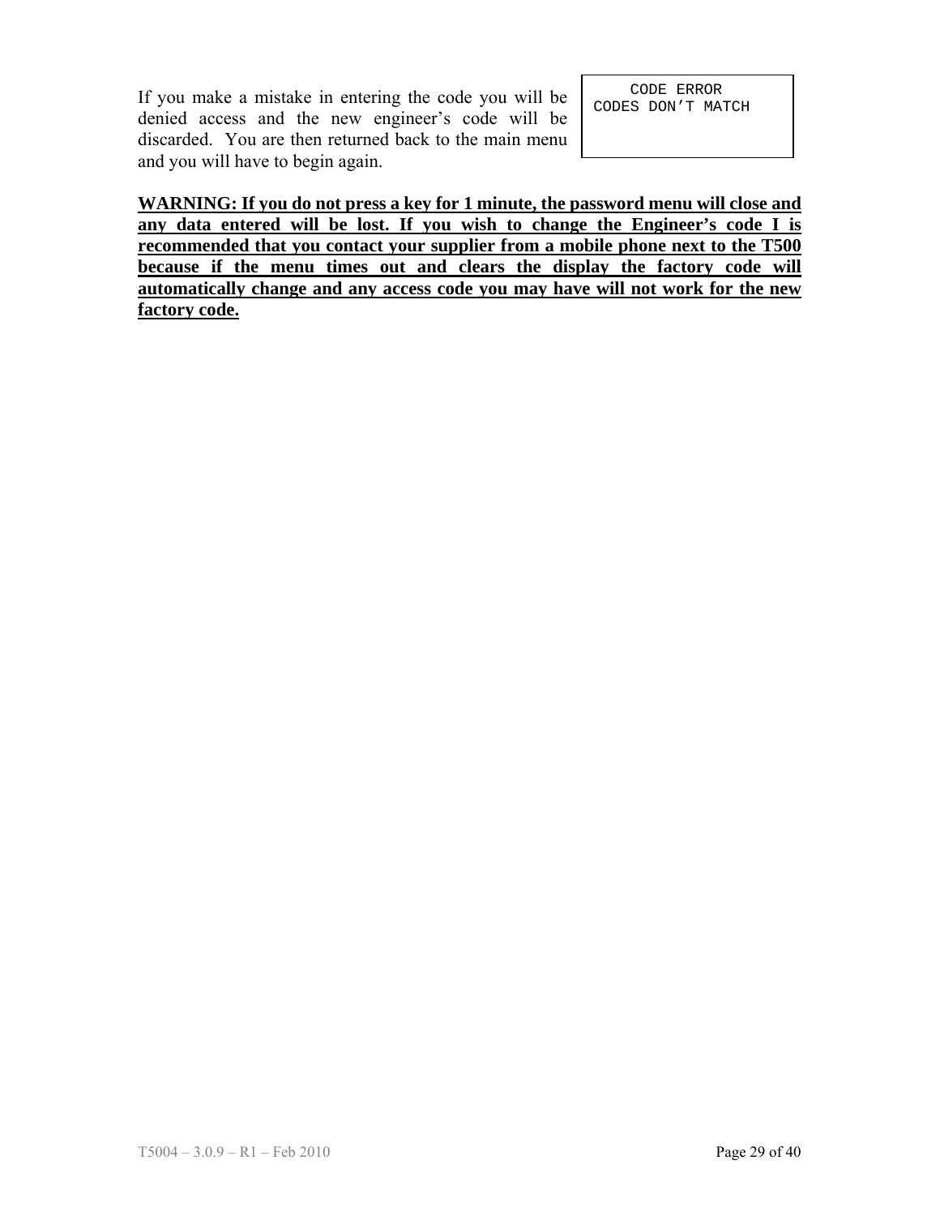If you make a mistake in entering the code you will be denied access and the new engineer's code will be discarded. You are then returned back to the main menu and you will have to begin again.

```
    CODE ERROR
CODES DON'T MATCH
```

**WARNING: If you do not press a key for 1 minute, the password menu will close and any data entered will be lost. If you wish to change the Engineer's code I is recommended that you contact your supplier from a mobile phone next to the T500 because if the menu times out and clears the display the factory code will automatically change and any access code you may have will not work for the new factory code.**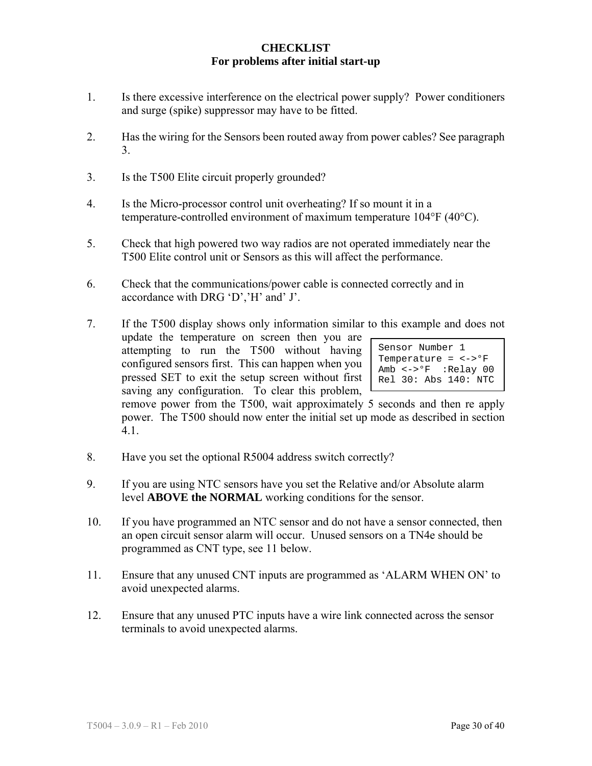# CHECKLIST
## For problems after initial start-up

1. Is there excessive interference on the electrical power supply? Power conditioners and surge (spike) suppressor may have to be fitted.

2. Has the wiring for the Sensors been routed away from power cables? See paragraph 3.

3. Is the T500 Elite circuit properly grounded?

4. Is the Micro-processor control unit overheating? If so mount it in a temperature-controlled environment of maximum temperature 104°F (40°C).

5. Check that high powered two way radios are not operated immediately near the T500 Elite control unit or Sensors as this will affect the performance.

6. Check that the communications/power cable is connected correctly and in accordance with DRG 'D','H' and' J'.

7. If the T500 display shows only information similar to this example and does not update the temperature on screen then you are attempting to run the T500 without having configured sensors first. This can happen when you pressed SET to exit the setup screen without first saving any configuration. To clear this problem, remove power from the T500, wait approximately 5 seconds and then re apply power. The T500 should now enter the initial set up mode as described in section 4.1.

```
Sensor Number 1
Temperature = <->°F
Amb <->°F  :Relay 00
Rel 30: Abs 140: NTC
```

8. Have you set the optional R5004 address switch correctly?

9. If you are using NTC sensors have you set the Relative and/or Absolute alarm level **ABOVE the NORMAL** working conditions for the sensor.

10. If you have programmed an NTC sensor and do not have a sensor connected, then an open circuit sensor alarm will occur. Unused sensors on a TN4e should be programmed as CNT type, see 11 below.

11. Ensure that any unused CNT inputs are programmed as 'ALARM WHEN ON' to avoid unexpected alarms.

12. Ensure that any unused PTC inputs have a wire link connected across the sensor terminals to avoid unexpected alarms.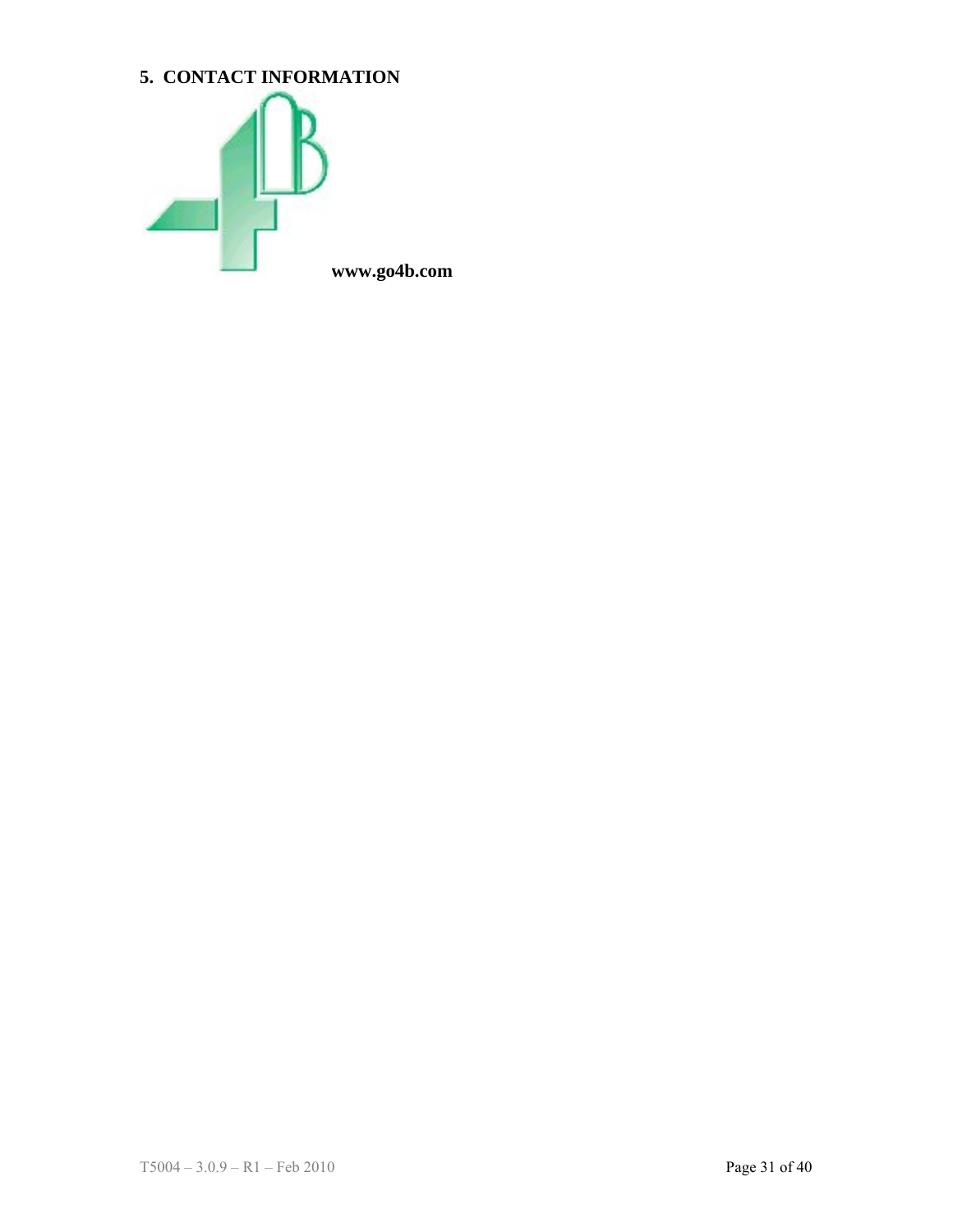## 5. CONTACT INFORMATION

**www.go4b.com**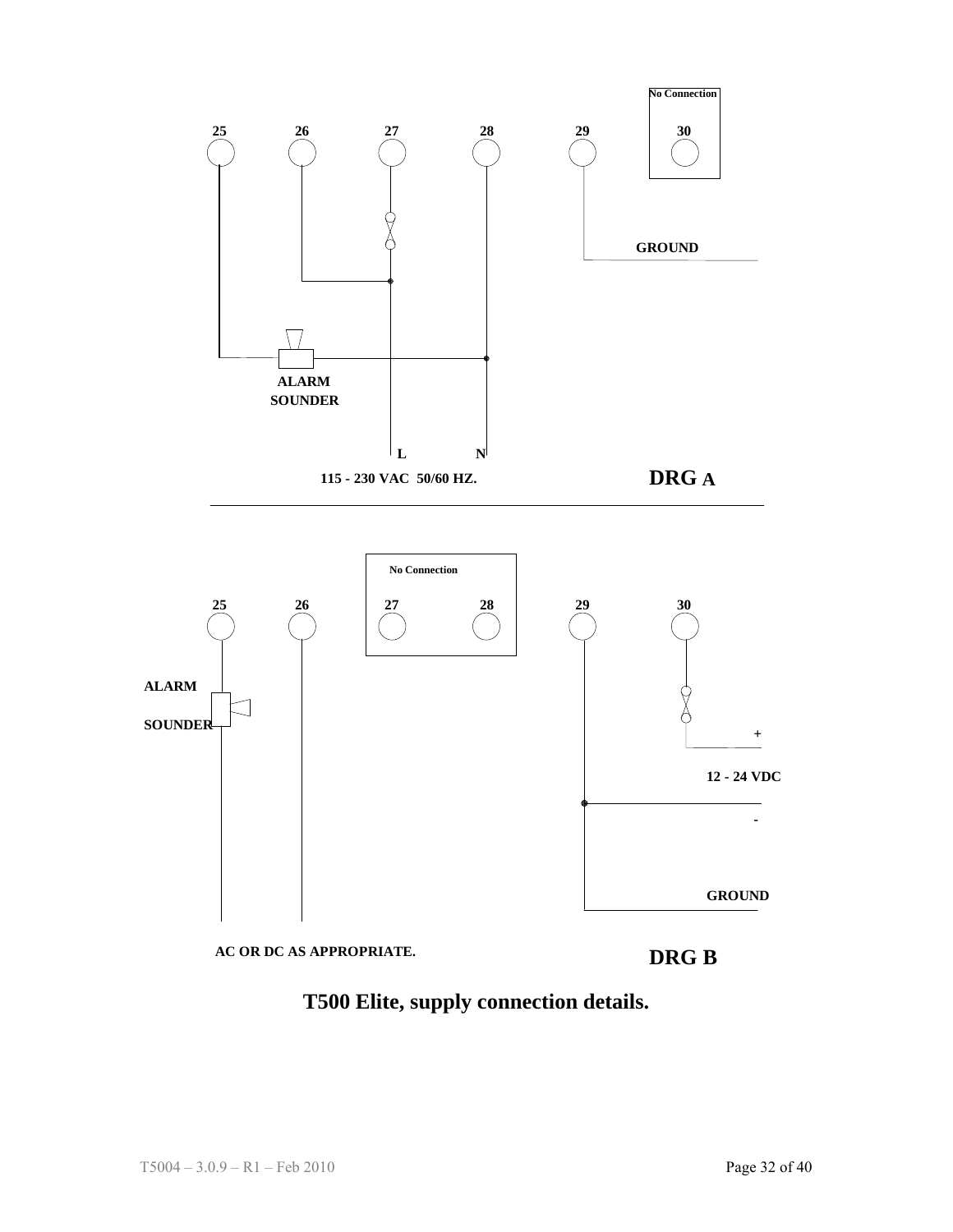No Connection

25 26 27 28 29 30

GROUND

ALARM SOUNDER

L N

115 - 230 VAC 50/60 HZ.

**DRG A**

No Connection

25 26 27 28 29 30

ALARM

SOUNDER

+

12 - 24 VDC

-

GROUND

AC OR DC AS APPROPRIATE.

**DRG B**

**T500 Elite, supply connection details.**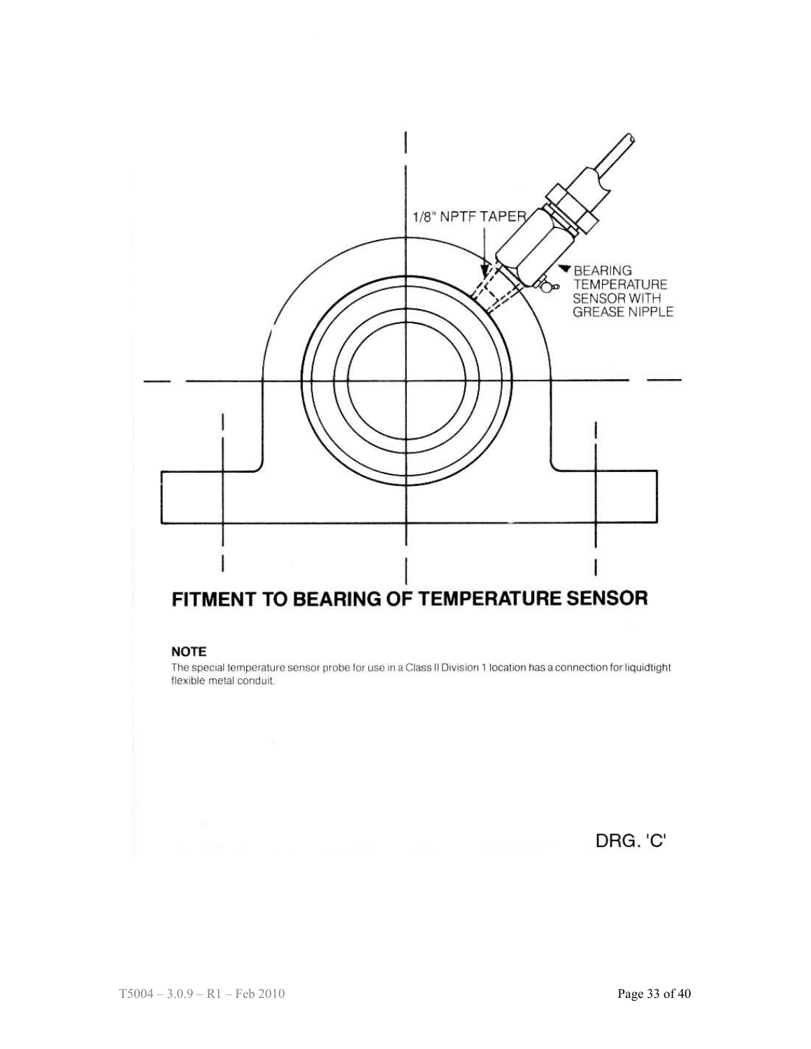1/8" NPTF TAPER

BEARING TEMPERATURE SENSOR WITH GREASE NIPPLE

## FITMENT TO BEARING OF TEMPERATURE SENSOR

**NOTE**

The special temperature sensor probe for use in a Class II Division 1 location has a connection for liquidtight flexible metal conduit.

DRG. 'C'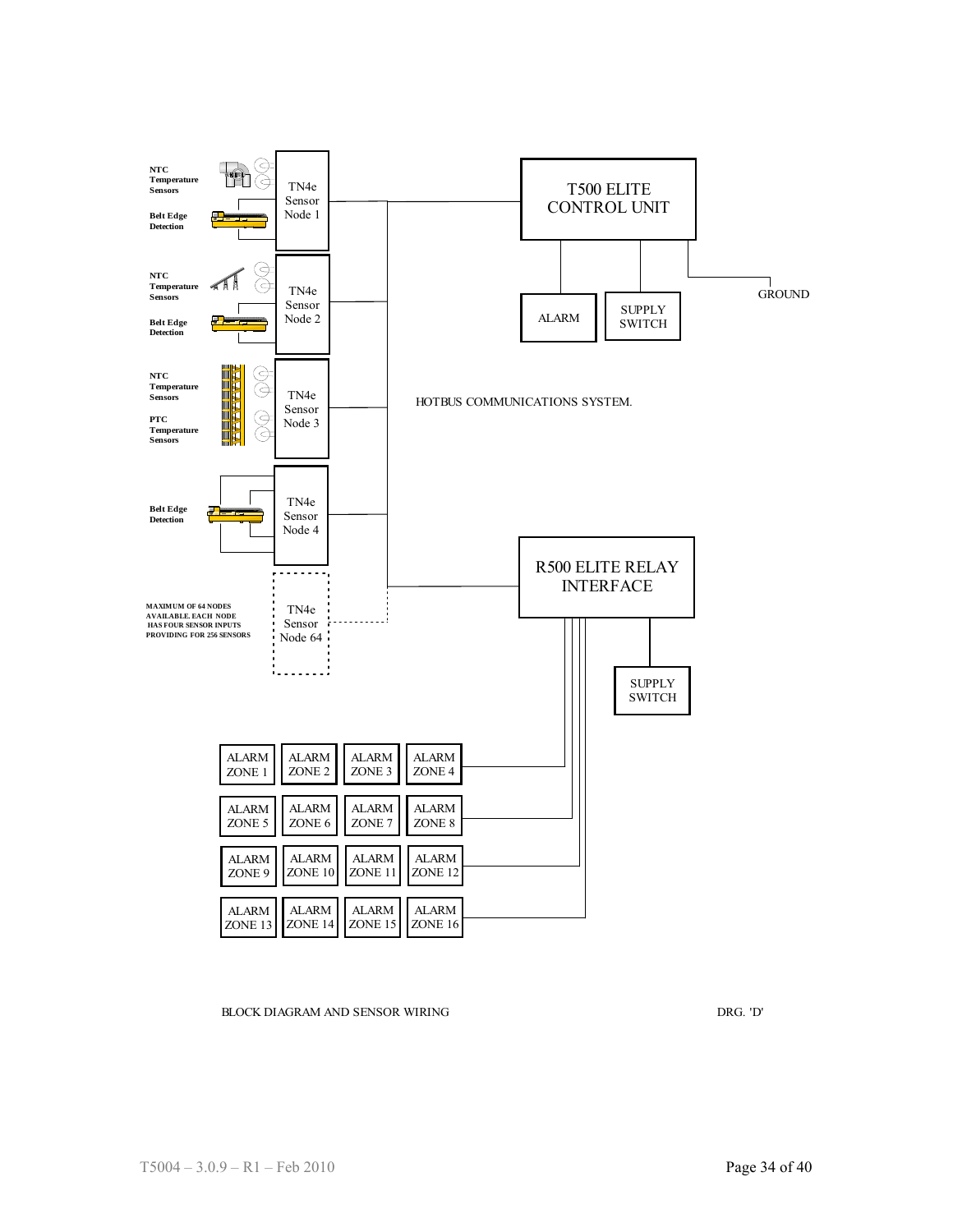NTC Temperature Sensors

Belt Edge Detection

TN4e Sensor Node 1

NTC Temperature Sensors

Belt Edge Detection

TN4e Sensor Node 2

NTC Temperature Sensors

PTC Temperature Sensors

TN4e Sensor Node 3

Belt Edge Detection

TN4e Sensor Node 4

MAXIMUM OF 64 NODES AVAILABLE. EACH NODE HAS FOUR SENSOR INPUTS PROVIDING FOR 256 SENSORS

TN4e Sensor Node 64

T500 ELITE CONTROL UNIT

ALARM

SUPPLY SWITCH

GROUND

HOTBUS COMMUNICATIONS SYSTEM.

R500 ELITE RELAY INTERFACE

SUPPLY SWITCH

| ALARM ZONE 1 | ALARM ZONE 2 | ALARM ZONE 3 | ALARM ZONE 4 |
|---|---|---|---|
| ALARM ZONE 5 | ALARM ZONE 6 | ALARM ZONE 7 | ALARM ZONE 8 |
| ALARM ZONE 9 | ALARM ZONE 10 | ALARM ZONE 11 | ALARM ZONE 12 |
| ALARM ZONE 13 | ALARM ZONE 14 | ALARM ZONE 15 | ALARM ZONE 16 |

BLOCK DIAGRAM AND SENSOR WIRING DRG. 'D'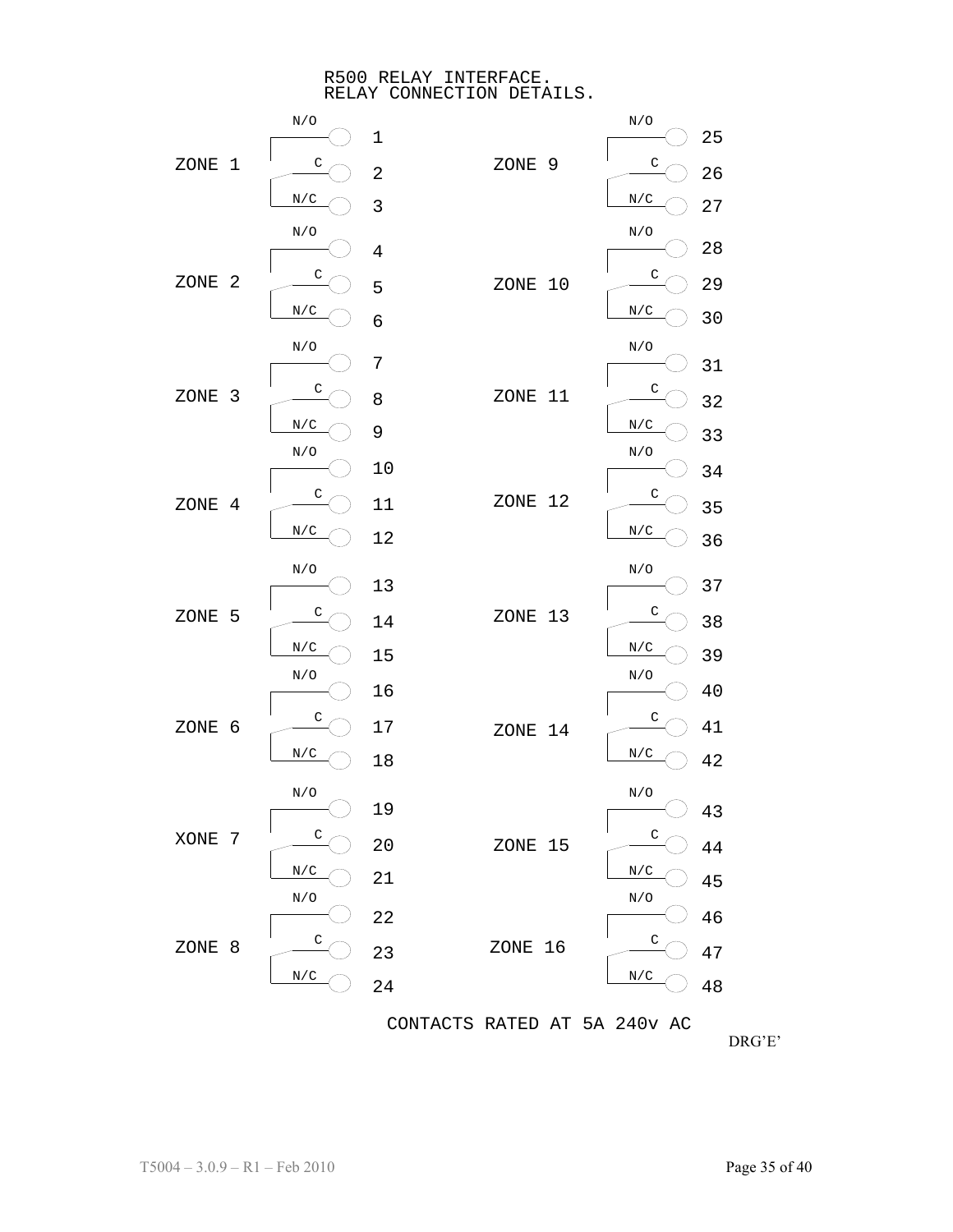# R500 RELAY INTERFACE.
# RELAY CONNECTION DETAILS.

| Zone | N/O | C | N/C |
|---|---|---|---|
| ZONE 1 | 1 | 2 | 3 |
| ZONE 2 | 4 | 5 | 6 |
| ZONE 3 | 7 | 8 | 9 |
| ZONE 4 | 10 | 11 | 12 |
| ZONE 5 | 13 | 14 | 15 |
| ZONE 6 | 16 | 17 | 18 |
| XONE 7 | 19 | 20 | 21 |
| ZONE 8 | 22 | 23 | 24 |
| ZONE 9 | 25 | 26 | 27 |
| ZONE 10 | 28 | 29 | 30 |
| ZONE 11 | 31 | 32 | 33 |
| ZONE 12 | 34 | 35 | 36 |
| ZONE 13 | 37 | 38 | 39 |
| ZONE 14 | 40 | 41 | 42 |
| ZONE 15 | 43 | 44 | 45 |
| ZONE 16 | 46 | 47 | 48 |

CONTACTS RATED AT 5A 240v AC

DRG'E'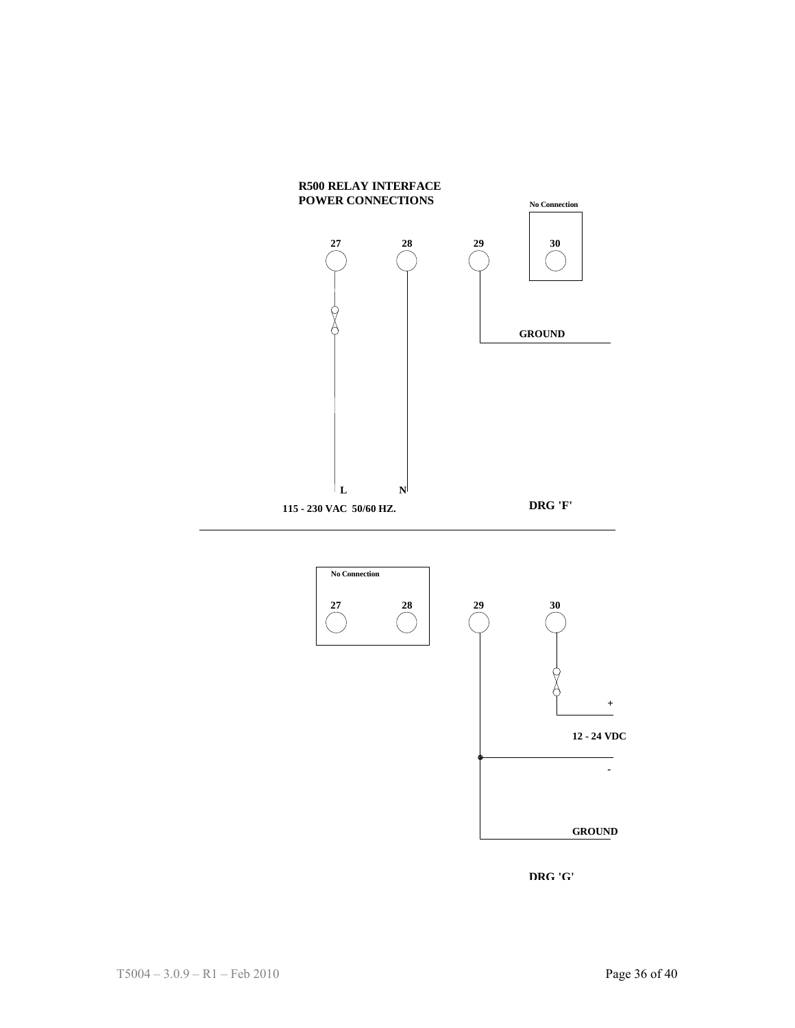**R500 RELAY INTERFACE**
**POWER CONNECTIONS**

**No Connection**

**27** **28** **29** **30**

**GROUND**

**L** **N**

**115 - 230 VAC 50/60 HZ.**

**DRG 'F'**

---

**No Connection**

**27** **28** **29** **30**

+

**12 - 24 VDC**

-

**GROUND**

**DRG 'G'**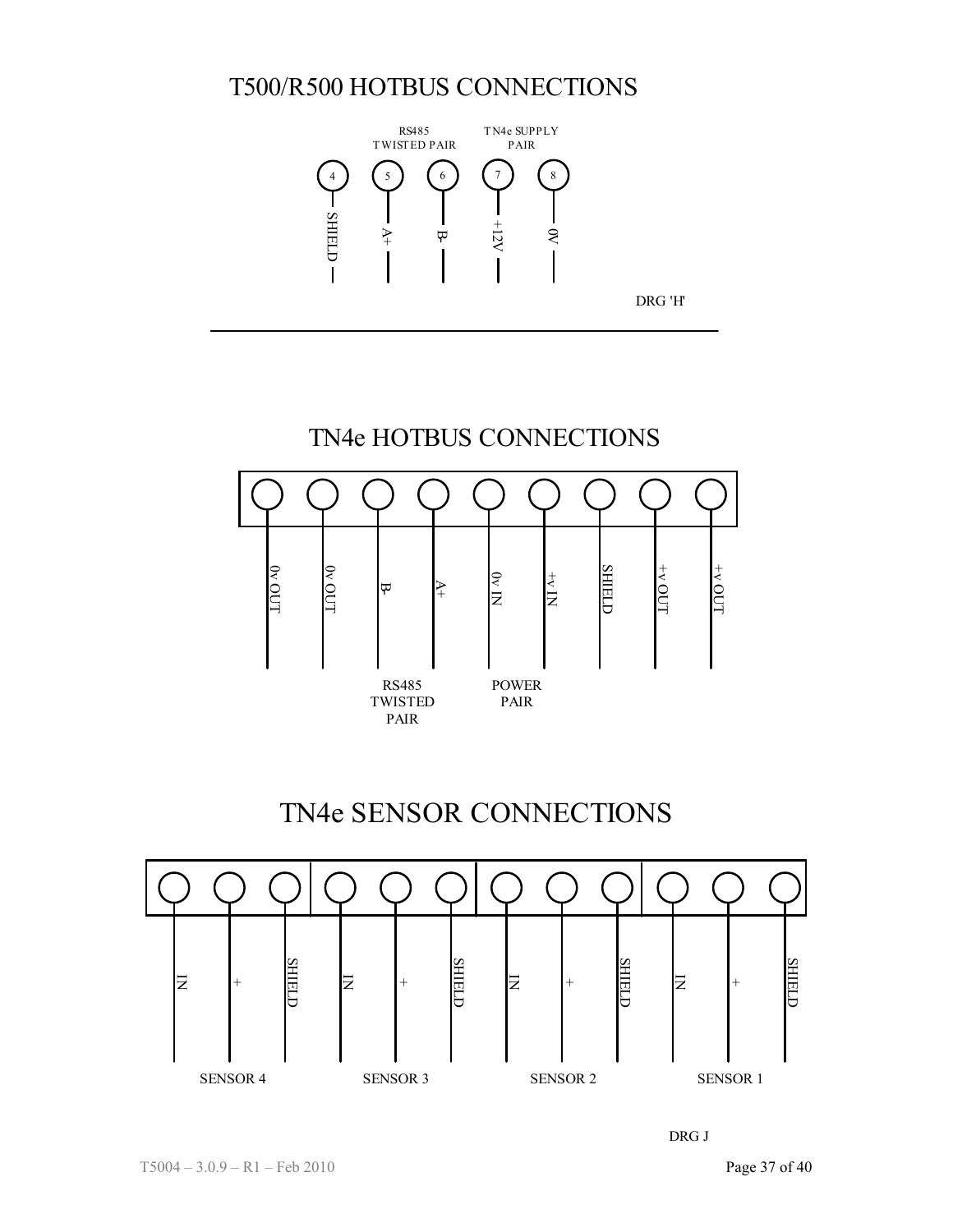# T500/R500 HOTBUS CONNECTIONS

| Terminal | 4 | 5 | 6 | 7 | 8 |
|---|---|---|---|---|---|
| Group | | RS485 TWISTED PAIR | | TN4e SUPPLY PAIR | |
| Connection | SHIELD | A+ | B- | +12V | 0V |

DRG 'H'

# TN4e HOTBUS CONNECTIONS

| 0v OUT | 0v OUT | B- | A+ | 0v IN | +v IN | SHIELD | +v OUT | +v OUT |
|---|---|---|---|---|---|---|---|---|
| | | RS485 TWISTED PAIR | | POWER PAIR | | | | |

# TN4e SENSOR CONNECTIONS

| IN | + | SHIELD | IN | + | SHIELD | IN | + | SHIELD | IN | + | SHIELD |
|---|---|---|---|---|---|---|---|---|---|---|---|
| SENSOR 4 | | | SENSOR 3 | | | SENSOR 2 | | | SENSOR 1 | | |

DRG J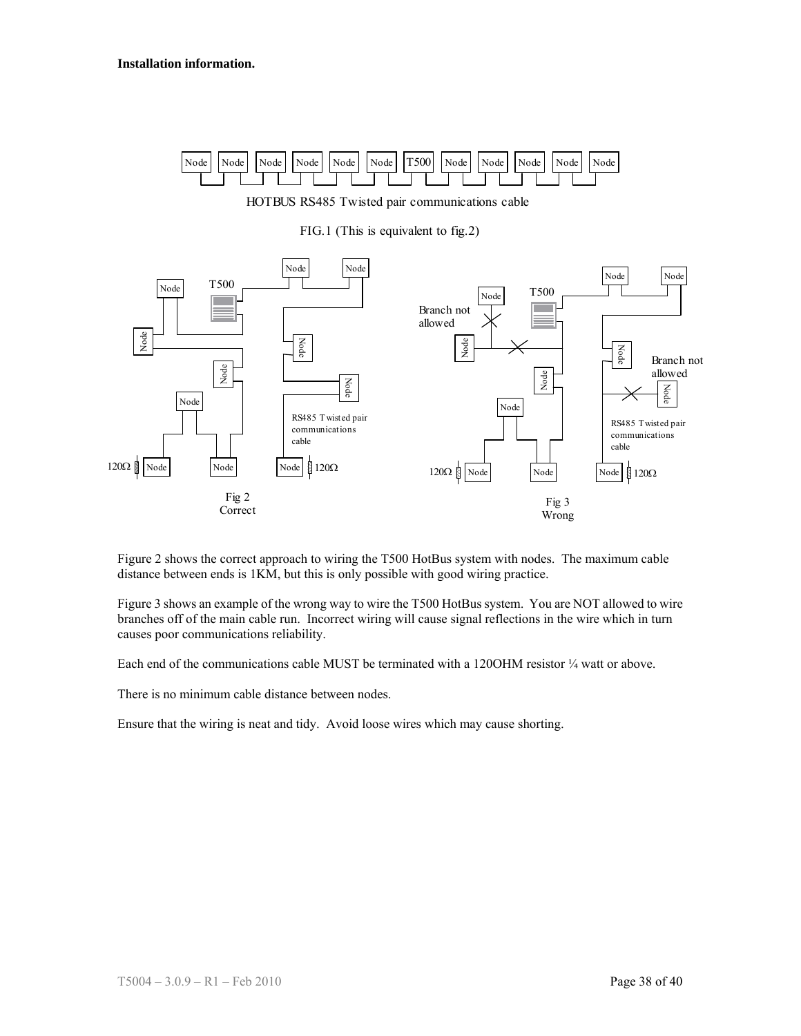**Installation information.**

HOTBUS RS485 Twisted pair communications cable

FIG.1 (This is equivalent to fig.2)

Fig 2
Correct

Fig 3
Wrong

Figure 2 shows the correct approach to wiring the T500 HotBus system with nodes. The maximum cable distance between ends is 1KM, but this is only possible with good wiring practice.

Figure 3 shows an example of the wrong way to wire the T500 HotBus system. You are NOT allowed to wire branches off of the main cable run. Incorrect wiring will cause signal reflections in the wire which in turn causes poor communications reliability.

Each end of the communications cable MUST be terminated with a 120OHM resistor ¼ watt or above.

There is no minimum cable distance between nodes.

Ensure that the wiring is neat and tidy. Avoid loose wires which may cause shorting.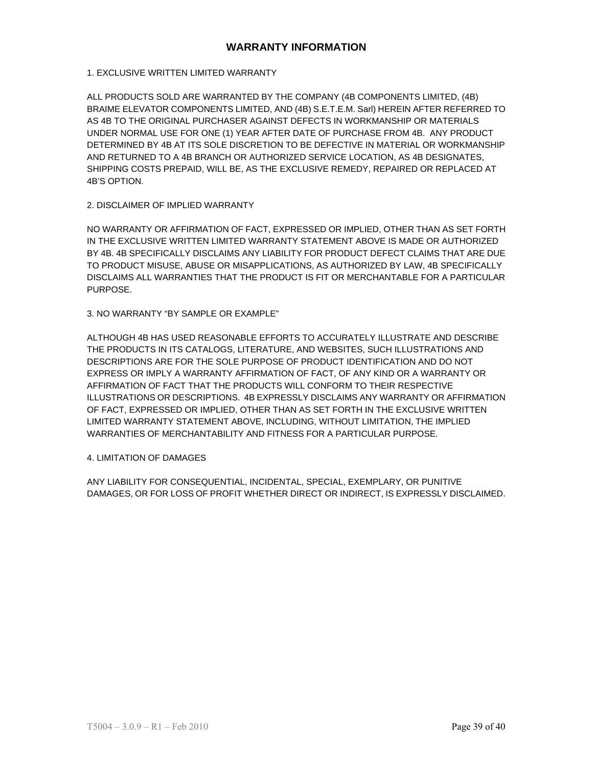# WARRANTY INFORMATION

## 1. EXCLUSIVE WRITTEN LIMITED WARRANTY

ALL PRODUCTS SOLD ARE WARRANTED BY THE COMPANY (4B COMPONENTS LIMITED, (4B) BRAIME ELEVATOR COMPONENTS LIMITED, AND (4B) S.E.T.E.M. Sarl) HEREIN AFTER REFERRED TO AS 4B TO THE ORIGINAL PURCHASER AGAINST DEFECTS IN WORKMANSHIP OR MATERIALS UNDER NORMAL USE FOR ONE (1) YEAR AFTER DATE OF PURCHASE FROM 4B. ANY PRODUCT DETERMINED BY 4B AT ITS SOLE DISCRETION TO BE DEFECTIVE IN MATERIAL OR WORKMANSHIP AND RETURNED TO A 4B BRANCH OR AUTHORIZED SERVICE LOCATION, AS 4B DESIGNATES, SHIPPING COSTS PREPAID, WILL BE, AS THE EXCLUSIVE REMEDY, REPAIRED OR REPLACED AT 4B'S OPTION.

## 2. DISCLAIMER OF IMPLIED WARRANTY

NO WARRANTY OR AFFIRMATION OF FACT, EXPRESSED OR IMPLIED, OTHER THAN AS SET FORTH IN THE EXCLUSIVE WRITTEN LIMITED WARRANTY STATEMENT ABOVE IS MADE OR AUTHORIZED BY 4B. 4B SPECIFICALLY DISCLAIMS ANY LIABILITY FOR PRODUCT DEFECT CLAIMS THAT ARE DUE TO PRODUCT MISUSE, ABUSE OR MISAPPLICATIONS, AS AUTHORIZED BY LAW, 4B SPECIFICALLY DISCLAIMS ALL WARRANTIES THAT THE PRODUCT IS FIT OR MERCHANTABLE FOR A PARTICULAR PURPOSE.

## 3. NO WARRANTY "BY SAMPLE OR EXAMPLE"

ALTHOUGH 4B HAS USED REASONABLE EFFORTS TO ACCURATELY ILLUSTRATE AND DESCRIBE THE PRODUCTS IN ITS CATALOGS, LITERATURE, AND WEBSITES, SUCH ILLUSTRATIONS AND DESCRIPTIONS ARE FOR THE SOLE PURPOSE OF PRODUCT IDENTIFICATION AND DO NOT EXPRESS OR IMPLY A WARRANTY AFFIRMATION OF FACT, OF ANY KIND OR A WARRANTY OR AFFIRMATION OF FACT THAT THE PRODUCTS WILL CONFORM TO THEIR RESPECTIVE ILLUSTRATIONS OR DESCRIPTIONS. 4B EXPRESSLY DISCLAIMS ANY WARRANTY OR AFFIRMATION OF FACT, EXPRESSED OR IMPLIED, OTHER THAN AS SET FORTH IN THE EXCLUSIVE WRITTEN LIMITED WARRANTY STATEMENT ABOVE, INCLUDING, WITHOUT LIMITATION, THE IMPLIED WARRANTIES OF MERCHANTABILITY AND FITNESS FOR A PARTICULAR PURPOSE.

## 4. LIMITATION OF DAMAGES

ANY LIABILITY FOR CONSEQUENTIAL, INCIDENTAL, SPECIAL, EXEMPLARY, OR PUNITIVE DAMAGES, OR FOR LOSS OF PROFIT WHETHER DIRECT OR INDIRECT, IS EXPRESSLY DISCLAIMED.